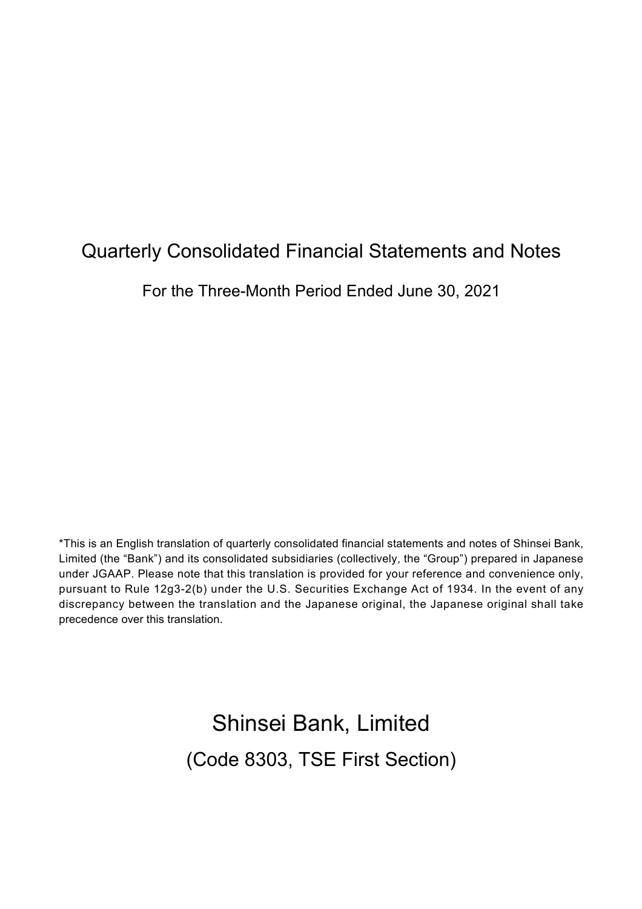# Quarterly Consolidated Financial Statements and Notes

For the Three-Month Period Ended June 30, 2021

*This is an English translation of quarterly consolidated financial statements and notes of Shinsei Bank, Limited (the "Bank") and its consolidated subsidiaries (collectively, the "Group") prepared in Japanese under JGAAP. Please note that this translation is provided for your reference and convenience only, pursuant to Rule 12g3-2(b) under the U.S. Securities Exchange Act of 1934. In the event of any discrepancy between the translation and the Japanese original, the Japanese original shall take precedence over this translation.

# Shinsei Bank, Limited

(Code 8303, TSE First Section)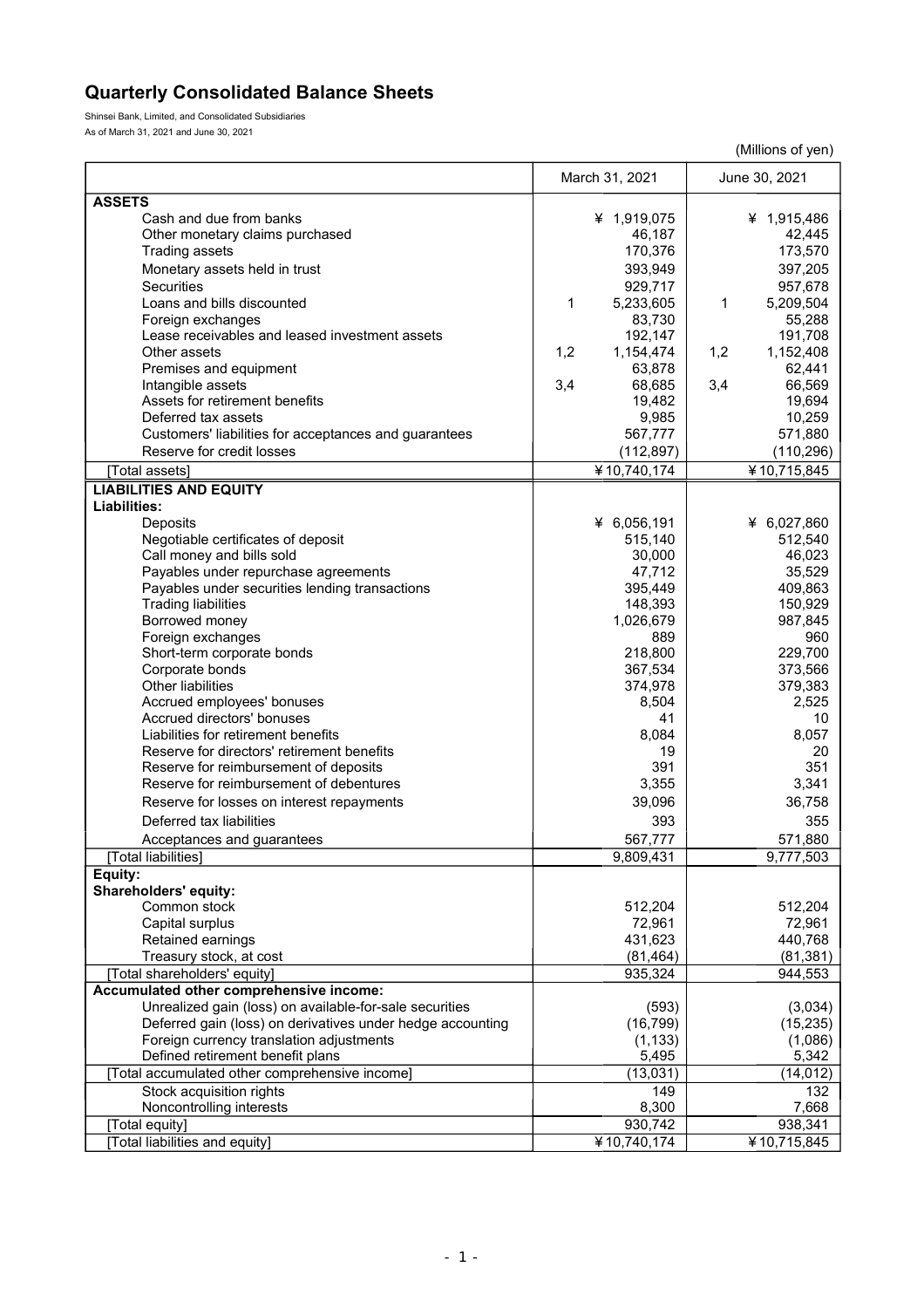# Quarterly Consolidated Balance Sheets

Shinsei Bank, Limited, and Consolidated Subsidiaries
As of March 31, 2021 and June 30, 2021

(Millions of yen)

| | | March 31, 2021 | | June 30, 2021 |
|---|---|---|---|---|
| **ASSETS** | | | | |
| Cash and due from banks | | ¥ 1,919,075 | | ¥ 1,915,486 |
| Other monetary claims purchased | | 46,187 | | 42,445 |
| Trading assets | | 170,376 | | 173,570 |
| Monetary assets held in trust | | 393,949 | | 397,205 |
| Securities | | 929,717 | | 957,678 |
| Loans and bills discounted | 1 | 5,233,605 | 1 | 5,209,504 |
| Foreign exchanges | | 83,730 | | 55,288 |
| Lease receivables and leased investment assets | | 192,147 | | 191,708 |
| Other assets | 1,2 | 1,154,474 | 1,2 | 1,152,408 |
| Premises and equipment | | 63,878 | | 62,441 |
| Intangible assets | 3,4 | 68,685 | 3,4 | 66,569 |
| Assets for retirement benefits | | 19,482 | | 19,694 |
| Deferred tax assets | | 9,985 | | 10,259 |
| Customers' liabilities for acceptances and guarantees | | 567,777 | | 571,880 |
| Reserve for credit losses | | (112,897) | | (110,296) |
| [Total assets] | | ¥10,740,174 | | ¥10,715,845 |
| **LIABILITIES AND EQUITY** | | | | |
| **Liabilities:** | | | | |
| Deposits | | ¥ 6,056,191 | | ¥ 6,027,860 |
| Negotiable certificates of deposit | | 515,140 | | 512,540 |
| Call money and bills sold | | 30,000 | | 46,023 |
| Payables under repurchase agreements | | 47,712 | | 35,529 |
| Payables under securities lending transactions | | 395,449 | | 409,863 |
| Trading liabilities | | 148,393 | | 150,929 |
| Borrowed money | | 1,026,679 | | 987,845 |
| Foreign exchanges | | 889 | | 960 |
| Short-term corporate bonds | | 218,800 | | 229,700 |
| Corporate bonds | | 367,534 | | 373,566 |
| Other liabilities | | 374,978 | | 379,383 |
| Accrued employees' bonuses | | 8,504 | | 2,525 |
| Accrued directors' bonuses | | 41 | | 10 |
| Liabilities for retirement benefits | | 8,084 | | 8,057 |
| Reserve for directors' retirement benefits | | 19 | | 20 |
| Reserve for reimbursement of deposits | | 391 | | 351 |
| Reserve for reimbursement of debentures | | 3,355 | | 3,341 |
| Reserve for losses on interest repayments | | 39,096 | | 36,758 |
| Deferred tax liabilities | | 393 | | 355 |
| Acceptances and guarantees | | 567,777 | | 571,880 |
| [Total liabilities] | | 9,809,431 | | 9,777,503 |
| **Equity:** | | | | |
| **Shareholders' equity:** | | | | |
| Common stock | | 512,204 | | 512,204 |
| Capital surplus | | 72,961 | | 72,961 |
| Retained earnings | | 431,623 | | 440,768 |
| Treasury stock, at cost | | (81,464) | | (81,381) |
| [Total shareholders' equity] | | 935,324 | | 944,553 |
| **Accumulated other comprehensive income:** | | | | |
| Unrealized gain (loss) on available-for-sale securities | | (593) | | (3,034) |
| Deferred gain (loss) on derivatives under hedge accounting | | (16,799) | | (15,235) |
| Foreign currency translation adjustments | | (1,133) | | (1,086) |
| Defined retirement benefit plans | | 5,495 | | 5,342 |
| [Total accumulated other comprehensive income] | | (13,031) | | (14,012) |
| Stock acquisition rights | | 149 | | 132 |
| Noncontrolling interests | | 8,300 | | 7,668 |
| [Total equity] | | 930,742 | | 938,341 |
| [Total liabilities and equity] | | ¥10,740,174 | | ¥10,715,845 |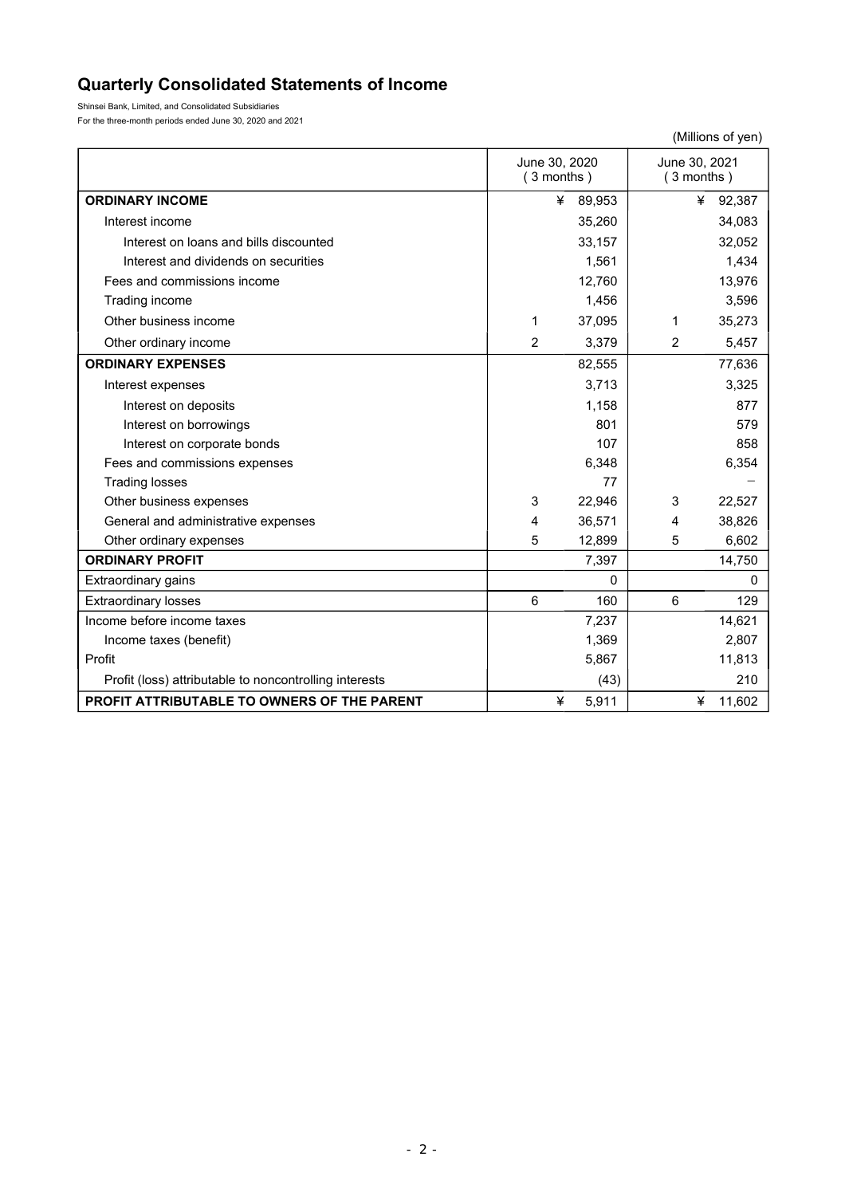# Quarterly Consolidated Statements of Income

Shinsei Bank, Limited, and Consolidated Subsidiaries
For the three-month periods ended June 30, 2020 and 2021

(Millions of yen)

| | | June 30, 2020 (3 months) | | June 30, 2021 (3 months) |
|---|---|---|---|---|
| **ORDINARY INCOME** | | ¥ 89,953 | | ¥ 92,387 |
| Interest income | | 35,260 | | 34,083 |
| Interest on loans and bills discounted | | 33,157 | | 32,052 |
| Interest and dividends on securities | | 1,561 | | 1,434 |
| Fees and commissions income | | 12,760 | | 13,976 |
| Trading income | | 1,456 | | 3,596 |
| Other business income | 1 | 37,095 | 1 | 35,273 |
| Other ordinary income | 2 | 3,379 | 2 | 5,457 |
| **ORDINARY EXPENSES** | | 82,555 | | 77,636 |
| Interest expenses | | 3,713 | | 3,325 |
| Interest on deposits | | 1,158 | | 877 |
| Interest on borrowings | | 801 | | 579 |
| Interest on corporate bonds | | 107 | | 858 |
| Fees and commissions expenses | | 6,348 | | 6,354 |
| Trading losses | | 77 | | − |
| Other business expenses | 3 | 22,946 | 3 | 22,527 |
| General and administrative expenses | 4 | 36,571 | 4 | 38,826 |
| Other ordinary expenses | 5 | 12,899 | 5 | 6,602 |
| **ORDINARY PROFIT** | | 7,397 | | 14,750 |
| Extraordinary gains | | 0 | | 0 |
| Extraordinary losses | 6 | 160 | 6 | 129 |
| Income before income taxes | | 7,237 | | 14,621 |
| Income taxes (benefit) | | 1,369 | | 2,807 |
| Profit | | 5,867 | | 11,813 |
| Profit (loss) attributable to noncontrolling interests | | (43) | | 210 |
| **PROFIT ATTRIBUTABLE TO OWNERS OF THE PARENT** | | ¥ 5,911 | | ¥ 11,602 |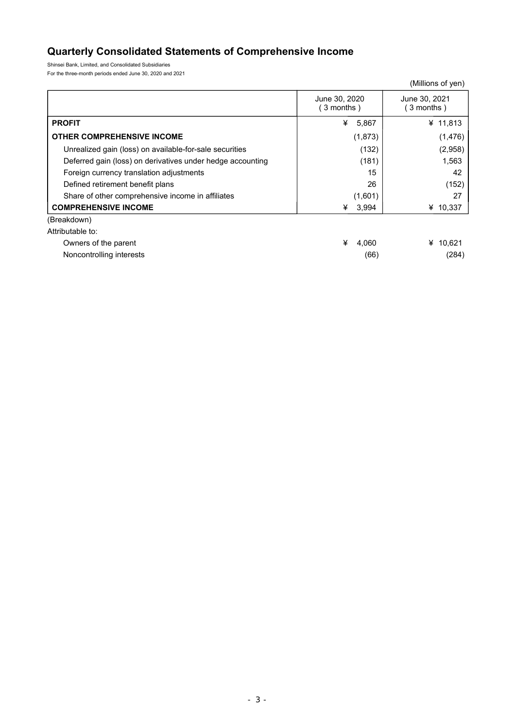# Quarterly Consolidated Statements of Comprehensive Income

Shinsei Bank, Limited, and Consolidated Subsidiaries
For the three-month periods ended June 30, 2020 and 2021

(Millions of yen)

| | June 30, 2020 ( 3 months ) | June 30, 2021 ( 3 months ) |
|---|---|---|
| **PROFIT** | ¥ 5,867 | ¥ 11,813 |
| **OTHER COMPREHENSIVE INCOME** | (1,873) | (1,476) |
| Unrealized gain (loss) on available-for-sale securities | (132) | (2,958) |
| Deferred gain (loss) on derivatives under hedge accounting | (181) | 1,563 |
| Foreign currency translation adjustments | 15 | 42 |
| Defined retirement benefit plans | 26 | (152) |
| Share of other comprehensive income in affiliates | (1,601) | 27 |
| **COMPREHENSIVE INCOME** | ¥ 3,994 | ¥ 10,337 |
| (Breakdown) | | |
| Attributable to: | | |
| Owners of the parent | ¥ 4,060 | ¥ 10,621 |
| Noncontrolling interests | (66) | (284) |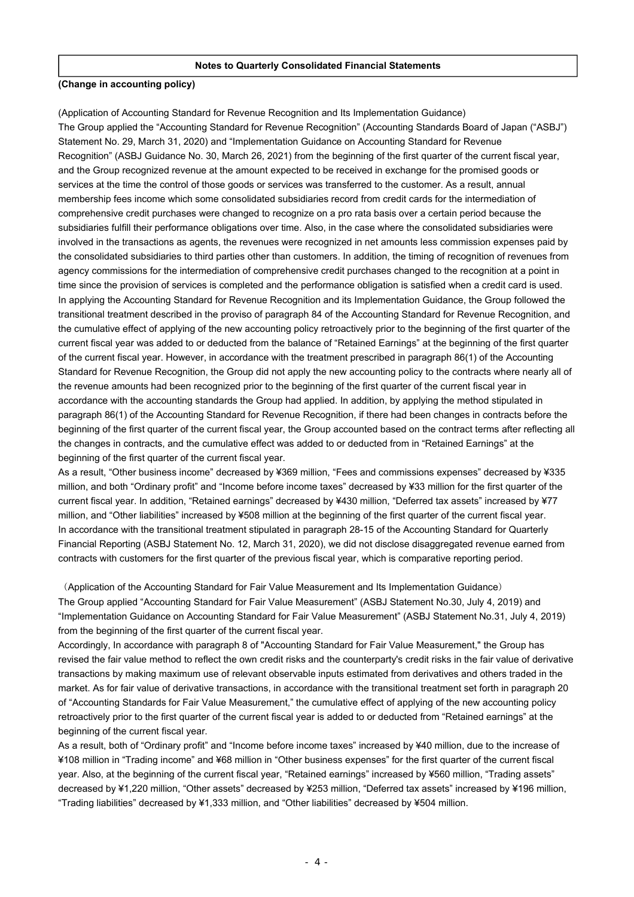## Notes to Quarterly Consolidated Financial Statements

**(Change in accounting policy)**

(Application of Accounting Standard for Revenue Recognition and Its Implementation Guidance)
The Group applied the "Accounting Standard for Revenue Recognition" (Accounting Standards Board of Japan ("ASBJ") Statement No. 29, March 31, 2020) and "Implementation Guidance on Accounting Standard for Revenue Recognition" (ASBJ Guidance No. 30, March 26, 2021) from the beginning of the first quarter of the current fiscal year, and the Group recognized revenue at the amount expected to be received in exchange for the promised goods or services at the time the control of those goods or services was transferred to the customer. As a result, annual membership fees income which some consolidated subsidiaries record from credit cards for the intermediation of comprehensive credit purchases were changed to recognize on a pro rata basis over a certain period because the subsidiaries fulfill their performance obligations over time. Also, in the case where the consolidated subsidiaries were involved in the transactions as agents, the revenues were recognized in net amounts less commission expenses paid by the consolidated subsidiaries to third parties other than customers. In addition, the timing of recognition of revenues from agency commissions for the intermediation of comprehensive credit purchases changed to the recognition at a point in time since the provision of services is completed and the performance obligation is satisfied when a credit card is used.
In applying the Accounting Standard for Revenue Recognition and its Implementation Guidance, the Group followed the transitional treatment described in the proviso of paragraph 84 of the Accounting Standard for Revenue Recognition, and the cumulative effect of applying of the new accounting policy retroactively prior to the beginning of the first quarter of the current fiscal year was added to or deducted from the balance of "Retained Earnings" at the beginning of the first quarter of the current fiscal year. However, in accordance with the treatment prescribed in paragraph 86(1) of the Accounting Standard for Revenue Recognition, the Group did not apply the new accounting policy to the contracts where nearly all of the revenue amounts had been recognized prior to the beginning of the first quarter of the current fiscal year in accordance with the accounting standards the Group had applied. In addition, by applying the method stipulated in paragraph 86(1) of the Accounting Standard for Revenue Recognition, if there had been changes in contracts before the beginning of the first quarter of the current fiscal year, the Group accounted based on the contract terms after reflecting all the changes in contracts, and the cumulative effect was added to or deducted from in "Retained Earnings" at the beginning of the first quarter of the current fiscal year.
As a result, "Other business income" decreased by ¥369 million, "Fees and commissions expenses" decreased by ¥335 million, and both "Ordinary profit" and "Income before income taxes" decreased by ¥33 million for the first quarter of the current fiscal year. In addition, "Retained earnings" decreased by ¥430 million, "Deferred tax assets" increased by ¥77 million, and "Other liabilities" increased by ¥508 million at the beginning of the first quarter of the current fiscal year.
In accordance with the transitional treatment stipulated in paragraph 28-15 of the Accounting Standard for Quarterly Financial Reporting (ASBJ Statement No. 12, March 31, 2020), we did not disclose disaggregated revenue earned from contracts with customers for the first quarter of the previous fiscal year, which is comparative reporting period.

（Application of the Accounting Standard for Fair Value Measurement and Its Implementation Guidance）
The Group applied "Accounting Standard for Fair Value Measurement" (ASBJ Statement No.30, July 4, 2019) and "Implementation Guidance on Accounting Standard for Fair Value Measurement" (ASBJ Statement No.31, July 4, 2019) from the beginning of the first quarter of the current fiscal year.
Accordingly, In accordance with paragraph 8 of "Accounting Standard for Fair Value Measurement," the Group has revised the fair value method to reflect the own credit risks and the counterparty's credit risks in the fair value of derivative transactions by making maximum use of relevant observable inputs estimated from derivatives and others traded in the market. As for fair value of derivative transactions, in accordance with the transitional treatment set forth in paragraph 20 of "Accounting Standards for Fair Value Measurement," the cumulative effect of applying of the new accounting policy retroactively prior to the first quarter of the current fiscal year is added to or deducted from "Retained earnings" at the beginning of the current fiscal year.
As a result, both of "Ordinary profit" and "Income before income taxes" increased by ¥40 million, due to the increase of ¥108 million in "Trading income" and ¥68 million in "Other business expenses" for the first quarter of the current fiscal year. Also, at the beginning of the current fiscal year, "Retained earnings" increased by ¥560 million, "Trading assets" decreased by ¥1,220 million, "Other assets" decreased by ¥253 million, "Deferred tax assets" increased by ¥196 million, "Trading liabilities" decreased by ¥1,333 million, and "Other liabilities" decreased by ¥504 million.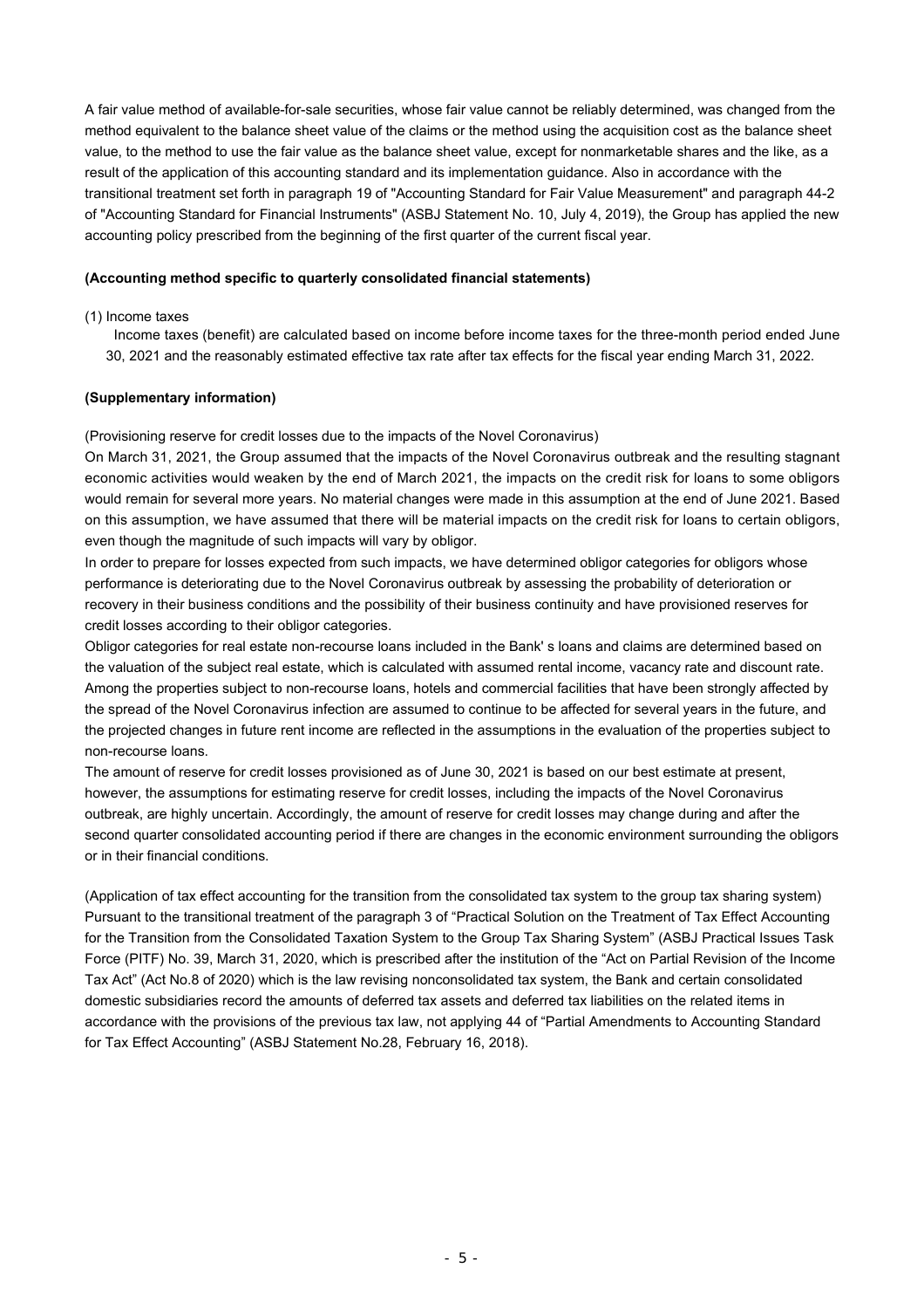A fair value method of available-for-sale securities, whose fair value cannot be reliably determined, was changed from the method equivalent to the balance sheet value of the claims or the method using the acquisition cost as the balance sheet value, to the method to use the fair value as the balance sheet value, except for nonmarketable shares and the like, as a result of the application of this accounting standard and its implementation guidance. Also in accordance with the transitional treatment set forth in paragraph 19 of "Accounting Standard for Fair Value Measurement" and paragraph 44-2 of "Accounting Standard for Financial Instruments" (ASBJ Statement No. 10, July 4, 2019), the Group has applied the new accounting policy prescribed from the beginning of the first quarter of the current fiscal year.

**(Accounting method specific to quarterly consolidated financial statements)**

(1) Income taxes

Income taxes (benefit) are calculated based on income before income taxes for the three-month period ended June 30, 2021 and the reasonably estimated effective tax rate after tax effects for the fiscal year ending March 31, 2022.

**(Supplementary information)**

(Provisioning reserve for credit losses due to the impacts of the Novel Coronavirus)

On March 31, 2021, the Group assumed that the impacts of the Novel Coronavirus outbreak and the resulting stagnant economic activities would weaken by the end of March 2021, the impacts on the credit risk for loans to some obligors would remain for several more years. No material changes were made in this assumption at the end of June 2021. Based on this assumption, we have assumed that there will be material impacts on the credit risk for loans to certain obligors, even though the magnitude of such impacts will vary by obligor.

In order to prepare for losses expected from such impacts, we have determined obligor categories for obligors whose performance is deteriorating due to the Novel Coronavirus outbreak by assessing the probability of deterioration or recovery in their business conditions and the possibility of their business continuity and have provisioned reserves for credit losses according to their obligor categories.

Obligor categories for real estate non-recourse loans included in the Bank' s loans and claims are determined based on the valuation of the subject real estate, which is calculated with assumed rental income, vacancy rate and discount rate. Among the properties subject to non-recourse loans, hotels and commercial facilities that have been strongly affected by the spread of the Novel Coronavirus infection are assumed to continue to be affected for several years in the future, and the projected changes in future rent income are reflected in the assumptions in the evaluation of the properties subject to non-recourse loans.

The amount of reserve for credit losses provisioned as of June 30, 2021 is based on our best estimate at present, however, the assumptions for estimating reserve for credit losses, including the impacts of the Novel Coronavirus outbreak, are highly uncertain. Accordingly, the amount of reserve for credit losses may change during and after the second quarter consolidated accounting period if there are changes in the economic environment surrounding the obligors or in their financial conditions.

(Application of tax effect accounting for the transition from the consolidated tax system to the group tax sharing system)

Pursuant to the transitional treatment of the paragraph 3 of "Practical Solution on the Treatment of Tax Effect Accounting for the Transition from the Consolidated Taxation System to the Group Tax Sharing System" (ASBJ Practical Issues Task Force (PITF) No. 39, March 31, 2020, which is prescribed after the institution of the "Act on Partial Revision of the Income Tax Act" (Act No.8 of 2020) which is the law revising nonconsolidated tax system, the Bank and certain consolidated domestic subsidiaries record the amounts of deferred tax assets and deferred tax liabilities on the related items in accordance with the provisions of the previous tax law, not applying 44 of "Partial Amendments to Accounting Standard for Tax Effect Accounting" (ASBJ Statement No.28, February 16, 2018).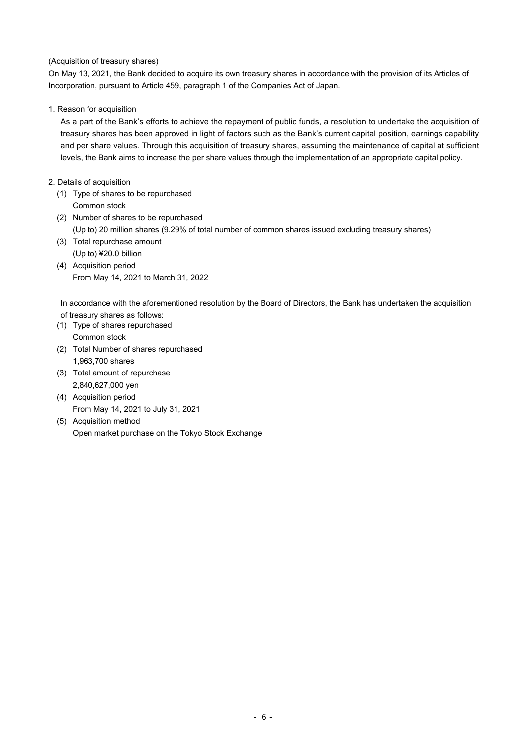(Acquisition of treasury shares)

On May 13, 2021, the Bank decided to acquire its own treasury shares in accordance with the provision of its Articles of Incorporation, pursuant to Article 459, paragraph 1 of the Companies Act of Japan.

1. Reason for acquisition

   As a part of the Bank's efforts to achieve the repayment of public funds, a resolution to undertake the acquisition of treasury shares has been approved in light of factors such as the Bank's current capital position, earnings capability and per share values. Through this acquisition of treasury shares, assuming the maintenance of capital at sufficient levels, the Bank aims to increase the per share values through the implementation of an appropriate capital policy.

2. Details of acquisition

   (1) Type of shares to be repurchased
       Common stock

   (2) Number of shares to be repurchased
       (Up to) 20 million shares (9.29% of total number of common shares issued excluding treasury shares)

   (3) Total repurchase amount
       (Up to) ¥20.0 billion

   (4) Acquisition period
       From May 14, 2021 to March 31, 2022

   In accordance with the aforementioned resolution by the Board of Directors, the Bank has undertaken the acquisition of treasury shares as follows:

   (1) Type of shares repurchased
       Common stock

   (2) Total Number of shares repurchased
       1,963,700 shares

   (3) Total amount of repurchase
       2,840,627,000 yen

   (4) Acquisition period
       From May 14, 2021 to July 31, 2021

   (5) Acquisition method
       Open market purchase on the Tokyo Stock Exchange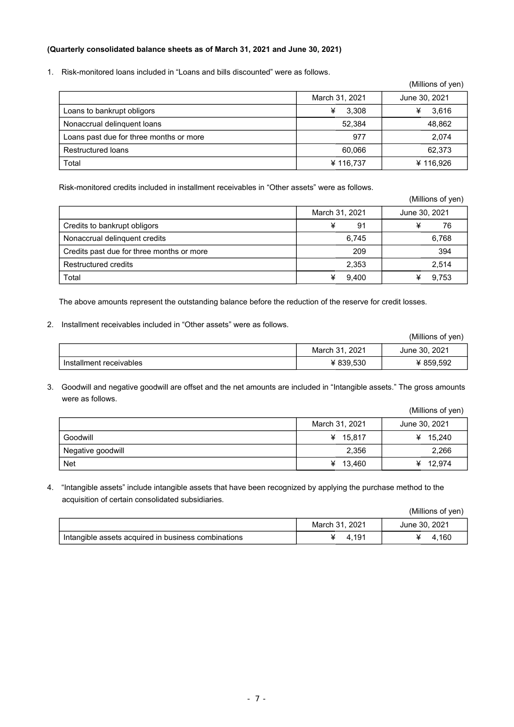**(Quarterly consolidated balance sheets as of March 31, 2021 and June 30, 2021)**

1. Risk-monitored loans included in "Loans and bills discounted" were as follows.

(Millions of yen)

| | March 31, 2021 | June 30, 2021 |
|---|---|---|
| Loans to bankrupt obligors | ¥ 3,308 | ¥ 3,616 |
| Nonaccrual delinquent loans | 52,384 | 48,862 |
| Loans past due for three months or more | 977 | 2,074 |
| Restructured loans | 60,066 | 62,373 |
| Total | ¥ 116,737 | ¥ 116,926 |

Risk-monitored credits included in installment receivables in "Other assets" were as follows.

(Millions of yen)

| | March 31, 2021 | June 30, 2021 |
|---|---|---|
| Credits to bankrupt obligors | ¥ 91 | ¥ 76 |
| Nonaccrual delinquent credits | 6,745 | 6,768 |
| Credits past due for three months or more | 209 | 394 |
| Restructured credits | 2,353 | 2,514 |
| Total | ¥ 9,400 | ¥ 9,753 |

The above amounts represent the outstanding balance before the reduction of the reserve for credit losses.

2. Installment receivables included in "Other assets" were as follows.

(Millions of yen)

| | March 31, 2021 | June 30, 2021 |
|---|---|---|
| Installment receivables | ¥ 839,530 | ¥ 859,592 |

3. Goodwill and negative goodwill are offset and the net amounts are included in "Intangible assets." The gross amounts were as follows.

(Millions of yen)

| | March 31, 2021 | June 30, 2021 |
|---|---|---|
| Goodwill | ¥ 15,817 | ¥ 15,240 |
| Negative goodwill | 2,356 | 2,266 |
| Net | ¥ 13,460 | ¥ 12,974 |

4. "Intangible assets" include intangible assets that have been recognized by applying the purchase method to the acquisition of certain consolidated subsidiaries.

(Millions of yen)

| | March 31, 2021 | June 30, 2021 |
|---|---|---|
| Intangible assets acquired in business combinations | ¥ 4,191 | ¥ 4,160 |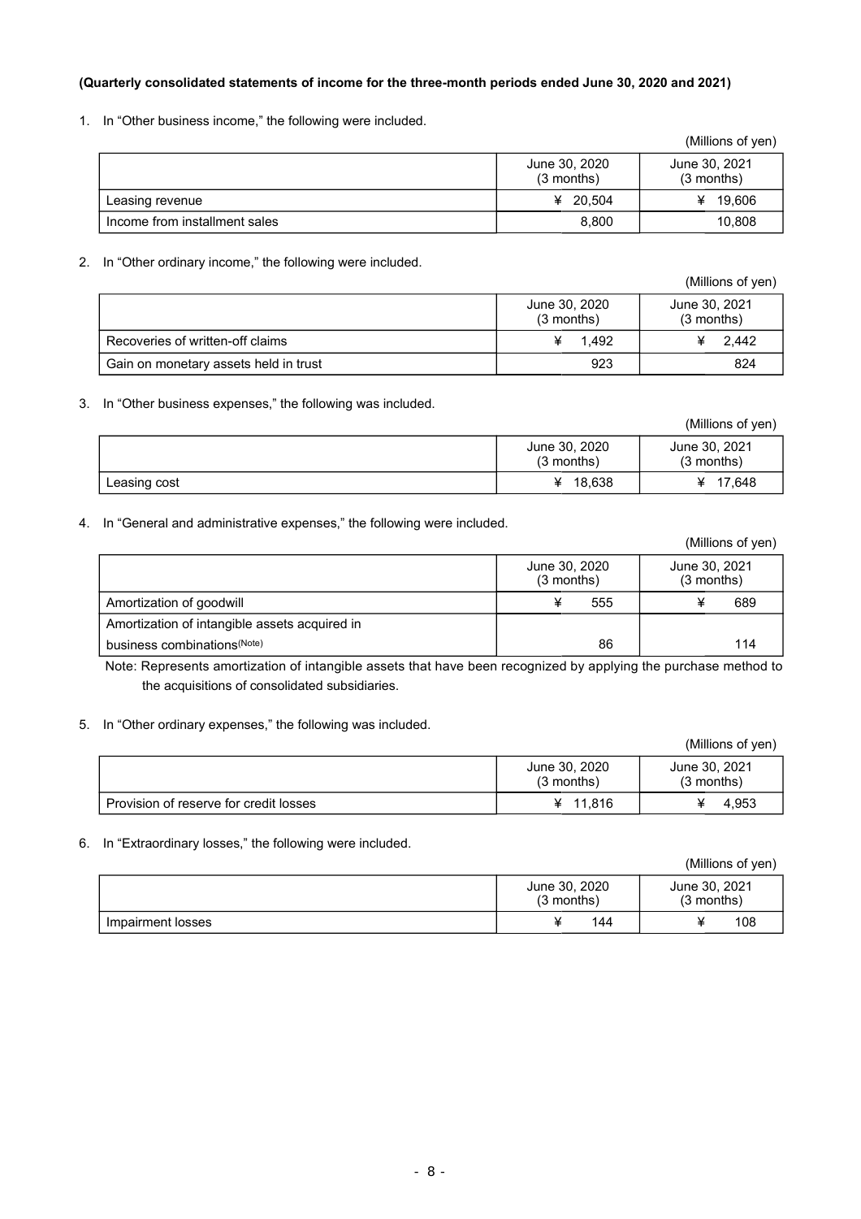**(Quarterly consolidated statements of income for the three-month periods ended June 30, 2020 and 2021)**

1. In "Other business income," the following were included.

(Millions of yen)

| | June 30, 2020 (3 months) | June 30, 2021 (3 months) |
|---|---|---|
| Leasing revenue | ¥ 20,504 | ¥ 19,606 |
| Income from installment sales | 8,800 | 10,808 |

2. In "Other ordinary income," the following were included.

(Millions of yen)

| | June 30, 2020 (3 months) | June 30, 2021 (3 months) |
|---|---|---|
| Recoveries of written-off claims | ¥ 1,492 | ¥ 2,442 |
| Gain on monetary assets held in trust | 923 | 824 |

3. In "Other business expenses," the following was included.

(Millions of yen)

| | June 30, 2020 (3 months) | June 30, 2021 (3 months) |
|---|---|---|
| Leasing cost | ¥ 18,638 | ¥ 17,648 |

4. In "General and administrative expenses," the following were included.

(Millions of yen)

| | June 30, 2020 (3 months) | June 30, 2021 (3 months) |
|---|---|---|
| Amortization of goodwill | ¥ 555 | ¥ 689 |
| Amortization of intangible assets acquired in business combinations(Note) | 86 | 114 |

Note: Represents amortization of intangible assets that have been recognized by applying the purchase method to the acquisitions of consolidated subsidiaries.

5. In "Other ordinary expenses," the following was included.

(Millions of yen)

| | June 30, 2020 (3 months) | June 30, 2021 (3 months) |
|---|---|---|
| Provision of reserve for credit losses | ¥ 11,816 | ¥ 4,953 |

6. In "Extraordinary losses," the following were included.

(Millions of yen)

| | June 30, 2020 (3 months) | June 30, 2021 (3 months) |
|---|---|---|
| Impairment losses | ¥ 144 | ¥ 108 |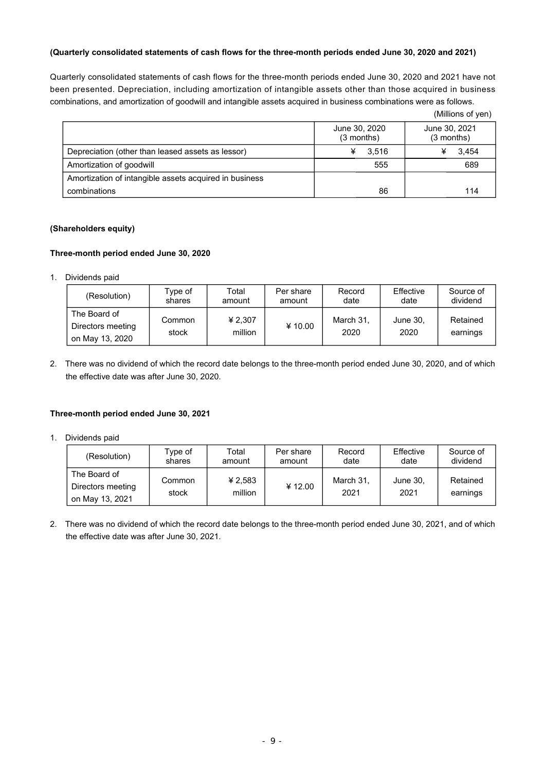**(Quarterly consolidated statements of cash flows for the three-month periods ended June 30, 2020 and 2021)**

Quarterly consolidated statements of cash flows for the three-month periods ended June 30, 2020 and 2021 have not been presented. Depreciation, including amortization of intangible assets other than those acquired in business combinations, and amortization of goodwill and intangible assets acquired in business combinations were as follows.

(Millions of yen)

| | June 30, 2020 (3 months) | June 30, 2021 (3 months) |
|---|---|---|
| Depreciation (other than leased assets as lessor) | ¥ 3,516 | ¥ 3,454 |
| Amortization of goodwill | 555 | 689 |
| Amortization of intangible assets acquired in business combinations | 86 | 114 |

**(Shareholders equity)**

**Three-month period ended June 30, 2020**

1. Dividends paid

| (Resolution) | Type of shares | Total amount | Per share amount | Record date | Effective date | Source of dividend |
|---|---|---|---|---|---|---|
| The Board of Directors meeting on May 13, 2020 | Common stock | ¥ 2,307 million | ¥ 10.00 | March 31, 2020 | June 30, 2020 | Retained earnings |

2. There was no dividend of which the record date belongs to the three-month period ended June 30, 2020, and of which the effective date was after June 30, 2020.

**Three-month period ended June 30, 2021**

1. Dividends paid

| (Resolution) | Type of shares | Total amount | Per share amount | Record date | Effective date | Source of dividend |
|---|---|---|---|---|---|---|
| The Board of Directors meeting on May 13, 2021 | Common stock | ¥ 2,583 million | ¥ 12.00 | March 31, 2021 | June 30, 2021 | Retained earnings |

2. There was no dividend of which the record date belongs to the three-month period ended June 30, 2021, and of which the effective date was after June 30, 2021.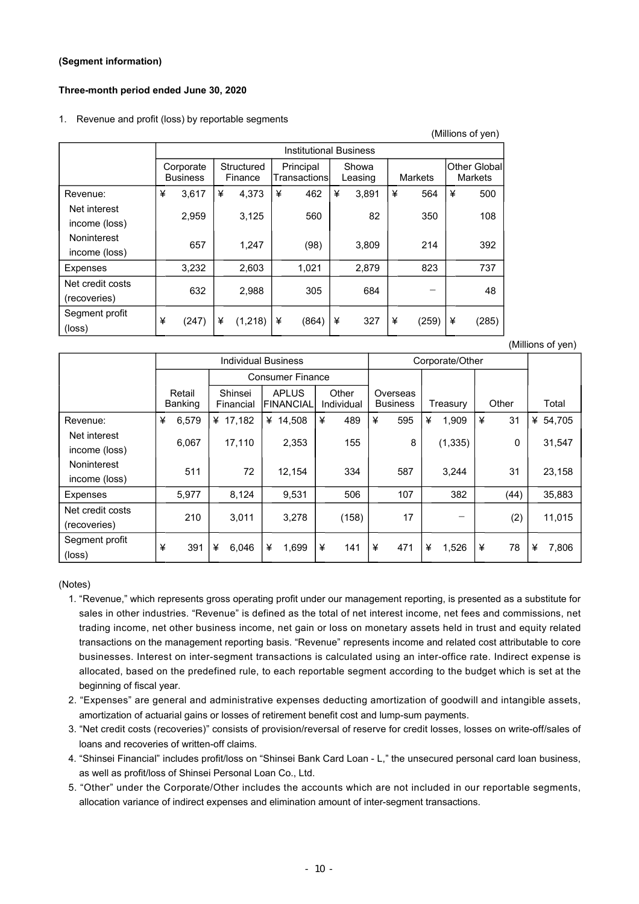**(Segment information)**

**Three-month period ended June 30, 2020**

1. Revenue and profit (loss) by reportable segments

(Millions of yen)

| | Institutional Business | | | | | |
|---|---|---|---|---|---|---|
| | Corporate Business | Structured Finance | Principal Transactions | Showa Leasing | Markets | Other Global Markets |
| Revenue: | ¥ 3,617 | ¥ 4,373 | ¥ 462 | ¥ 3,891 | ¥ 564 | ¥ 500 |
| Net interest income (loss) | 2,959 | 3,125 | 560 | 82 | 350 | 108 |
| Noninterest income (loss) | 657 | 1,247 | (98) | 3,809 | 214 | 392 |
| Expenses | 3,232 | 2,603 | 1,021 | 2,879 | 823 | 737 |
| Net credit costs (recoveries) | 632 | 2,988 | 305 | 684 | − | 48 |
| Segment profit (loss) | ¥ (247) | ¥ (1,218) | ¥ (864) | ¥ 327 | ¥ (259) | ¥ (285) |

(Millions of yen)

| | Individual Business | | | | Corporate/Other | | | |
|---|---|---|---|---|---|---|---|---|
| | | Consumer Finance | | | | | | |
| | Retail Banking | Shinsei Financial | APLUS FINANCIAL | Other Individual | Overseas Business | Treasury | Other | Total |
| Revenue: | ¥ 6,579 | ¥ 17,182 | ¥ 14,508 | ¥ 489 | ¥ 595 | ¥ 1,909 | ¥ 31 | ¥ 54,705 |
| Net interest income (loss) | 6,067 | 17,110 | 2,353 | 155 | 8 | (1,335) | 0 | 31,547 |
| Noninterest income (loss) | 511 | 72 | 12,154 | 334 | 587 | 3,244 | 31 | 23,158 |
| Expenses | 5,977 | 8,124 | 9,531 | 506 | 107 | 382 | (44) | 35,883 |
| Net credit costs (recoveries) | 210 | 3,011 | 3,278 | (158) | 17 | − | (2) | 11,015 |
| Segment profit (loss) | ¥ 391 | ¥ 6,046 | ¥ 1,699 | ¥ 141 | ¥ 471 | ¥ 1,526 | ¥ 78 | ¥ 7,806 |

(Notes)

1. "Revenue," which represents gross operating profit under our management reporting, is presented as a substitute for sales in other industries. "Revenue" is defined as the total of net interest income, net fees and commissions, net trading income, net other business income, net gain or loss on monetary assets held in trust and equity related transactions on the management reporting basis. "Revenue" represents income and related cost attributable to core businesses. Interest on inter-segment transactions is calculated using an inter-office rate. Indirect expense is allocated, based on the predefined rule, to each reportable segment according to the budget which is set at the beginning of fiscal year.
2. "Expenses" are general and administrative expenses deducting amortization of goodwill and intangible assets, amortization of actuarial gains or losses of retirement benefit cost and lump-sum payments.
3. "Net credit costs (recoveries)" consists of provision/reversal of reserve for credit losses, losses on write-off/sales of loans and recoveries of written-off claims.
4. "Shinsei Financial" includes profit/loss on "Shinsei Bank Card Loan - L," the unsecured personal card loan business, as well as profit/loss of Shinsei Personal Loan Co., Ltd.
5. "Other" under the Corporate/Other includes the accounts which are not included in our reportable segments, allocation variance of indirect expenses and elimination amount of inter-segment transactions.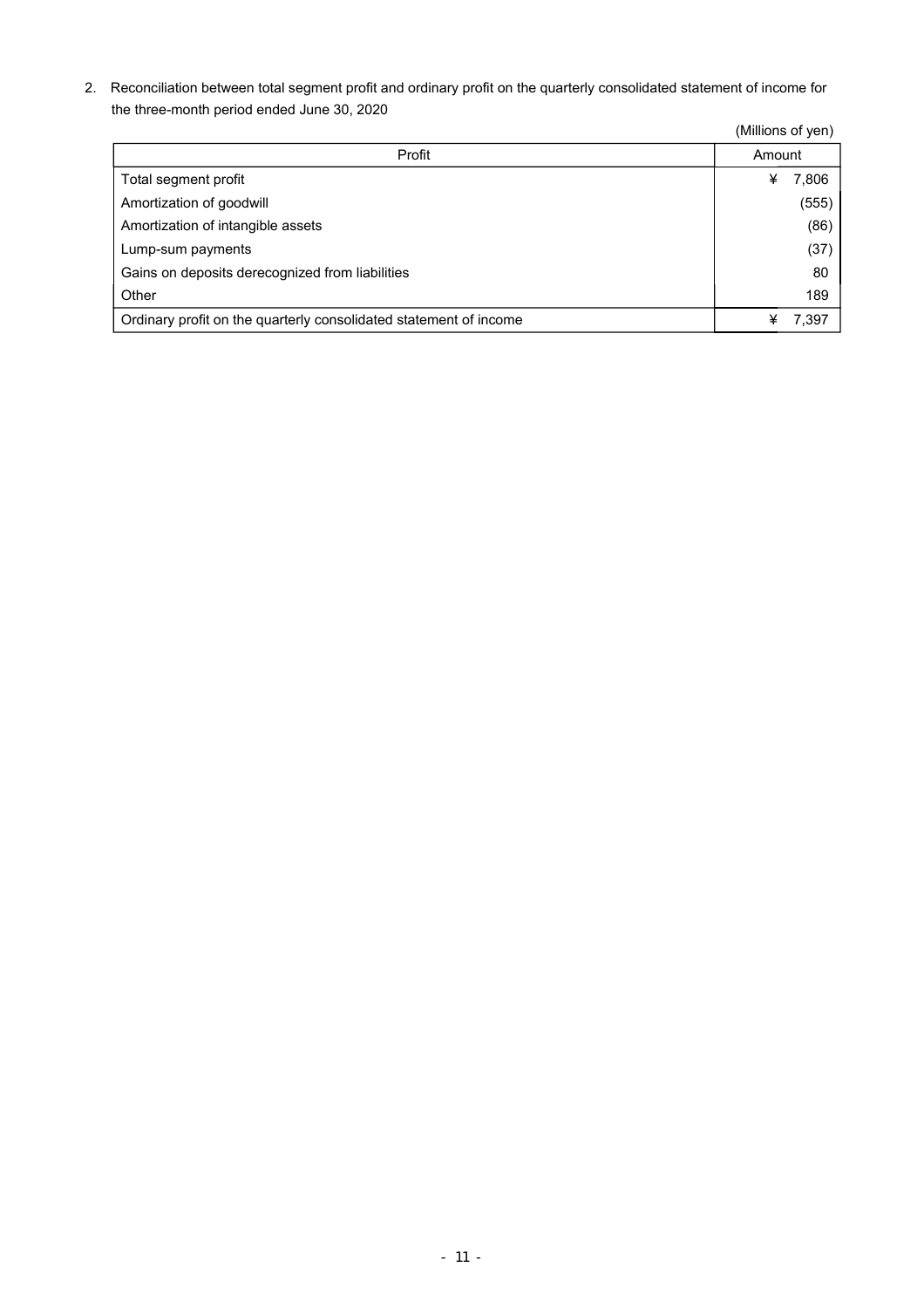2. Reconciliation between total segment profit and ordinary profit on the quarterly consolidated statement of income for the three-month period ended June 30, 2020

(Millions of yen)

| Profit | Amount |
|---|---|
| Total segment profit | ¥ 7,806 |
| Amortization of goodwill | (555) |
| Amortization of intangible assets | (86) |
| Lump-sum payments | (37) |
| Gains on deposits derecognized from liabilities | 80 |
| Other | 189 |
| Ordinary profit on the quarterly consolidated statement of income | ¥ 7,397 |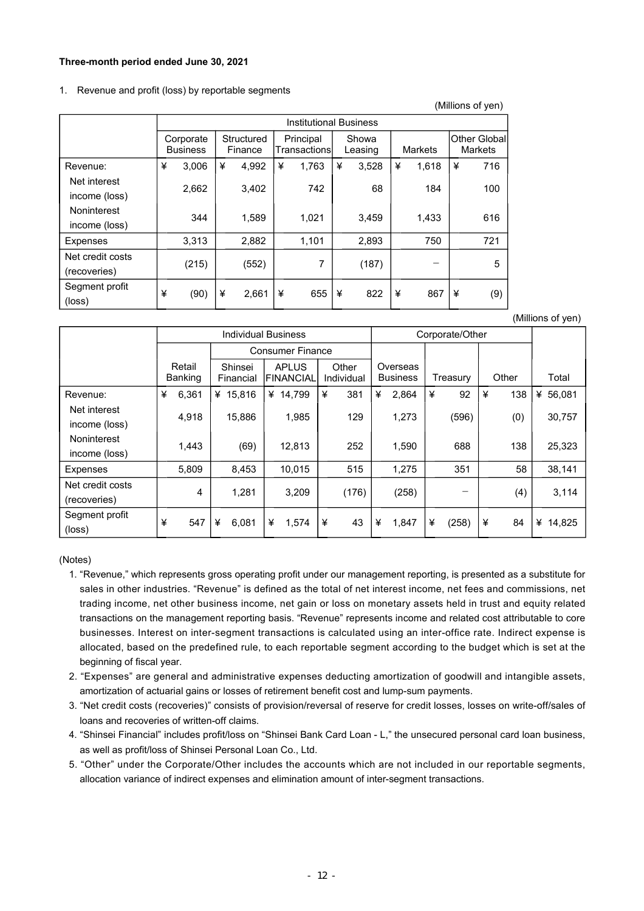**Three-month period ended June 30, 2021**

1. Revenue and profit (loss) by reportable segments

(Millions of yen)

| | Institutional Business | | | | | |
|---|---|---|---|---|---|---|
| | Corporate Business | Structured Finance | Principal Transactions | Showa Leasing | Markets | Other Global Markets |
| Revenue: | ¥ 3,006 | ¥ 4,992 | ¥ 1,763 | ¥ 3,528 | ¥ 1,618 | ¥ 716 |
| Net interest income (loss) | 2,662 | 3,402 | 742 | 68 | 184 | 100 |
| Noninterest income (loss) | 344 | 1,589 | 1,021 | 3,459 | 1,433 | 616 |
| Expenses | 3,313 | 2,882 | 1,101 | 2,893 | 750 | 721 |
| Net credit costs (recoveries) | (215) | (552) | 7 | (187) | − | 5 |
| Segment profit (loss) | ¥ (90) | ¥ 2,661 | ¥ 655 | ¥ 822 | ¥ 867 | ¥ (9) |

(Millions of yen)

| | Individual Business | | | | Corporate/Other | | | |
|---|---|---|---|---|---|---|---|---|
| | | Consumer Finance | | | | | | |
| | Retail Banking | Shinsei Financial | APLUS FINANCIAL | Other Individual | Overseas Business | Treasury | Other | Total |
| Revenue: | ¥ 6,361 | ¥ 15,816 | ¥ 14,799 | ¥ 381 | ¥ 2,864 | ¥ 92 | ¥ 138 | ¥ 56,081 |
| Net interest income (loss) | 4,918 | 15,886 | 1,985 | 129 | 1,273 | (596) | (0) | 30,757 |
| Noninterest income (loss) | 1,443 | (69) | 12,813 | 252 | 1,590 | 688 | 138 | 25,323 |
| Expenses | 5,809 | 8,453 | 10,015 | 515 | 1,275 | 351 | 58 | 38,141 |
| Net credit costs (recoveries) | 4 | 1,281 | 3,209 | (176) | (258) | − | (4) | 3,114 |
| Segment profit (loss) | ¥ 547 | ¥ 6,081 | ¥ 1,574 | ¥ 43 | ¥ 1,847 | ¥ (258) | ¥ 84 | ¥ 14,825 |

(Notes)

1. "Revenue," which represents gross operating profit under our management reporting, is presented as a substitute for sales in other industries. "Revenue" is defined as the total of net interest income, net fees and commissions, net trading income, net other business income, net gain or loss on monetary assets held in trust and equity related transactions on the management reporting basis. "Revenue" represents income and related cost attributable to core businesses. Interest on inter-segment transactions is calculated using an inter-office rate. Indirect expense is allocated, based on the predefined rule, to each reportable segment according to the budget which is set at the beginning of fiscal year.
2. "Expenses" are general and administrative expenses deducting amortization of goodwill and intangible assets, amortization of actuarial gains or losses of retirement benefit cost and lump-sum payments.
3. "Net credit costs (recoveries)" consists of provision/reversal of reserve for credit losses, losses on write-off/sales of loans and recoveries of written-off claims.
4. "Shinsei Financial" includes profit/loss on "Shinsei Bank Card Loan - L," the unsecured personal card loan business, as well as profit/loss of Shinsei Personal Loan Co., Ltd.
5. "Other" under the Corporate/Other includes the accounts which are not included in our reportable segments, allocation variance of indirect expenses and elimination amount of inter-segment transactions.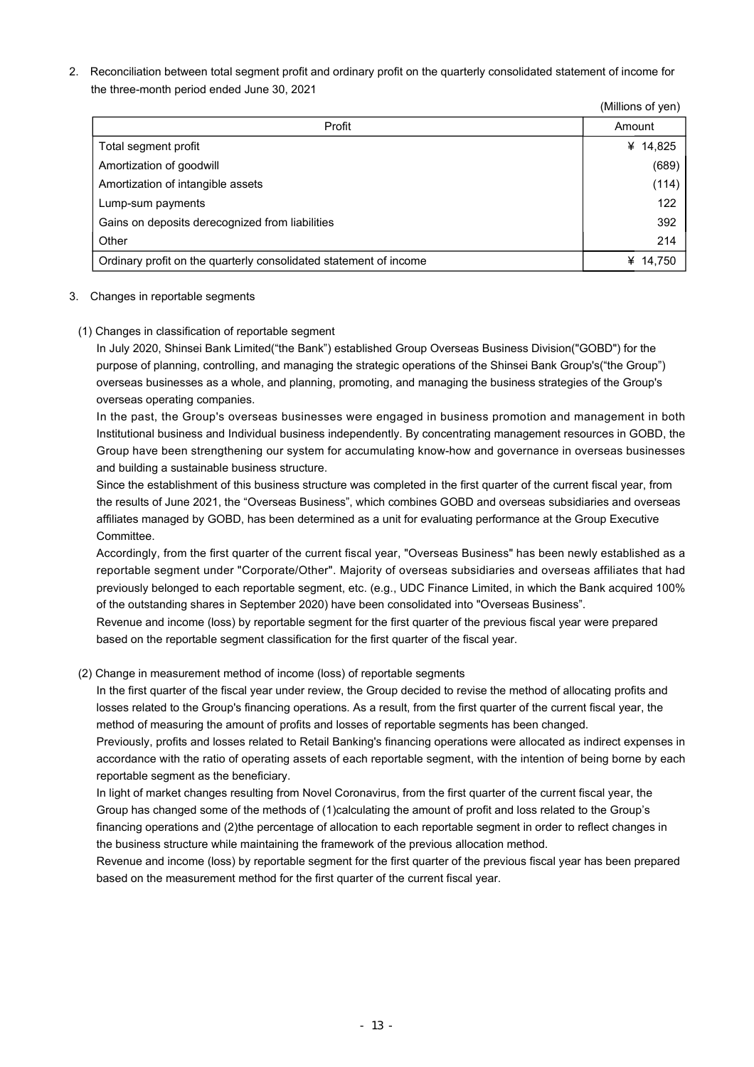2. Reconciliation between total segment profit and ordinary profit on the quarterly consolidated statement of income for the three-month period ended June 30, 2021

(Millions of yen)

| Profit | Amount |
|---|---|
| Total segment profit | ¥ 14,825 |
| Amortization of goodwill | (689) |
| Amortization of intangible assets | (114) |
| Lump-sum payments | 122 |
| Gains on deposits derecognized from liabilities | 392 |
| Other | 214 |
| Ordinary profit on the quarterly consolidated statement of income | ¥ 14,750 |

3. Changes in reportable segments

(1) Changes in classification of reportable segment

In July 2020, Shinsei Bank Limited("the Bank") established Group Overseas Business Division("GOBD") for the purpose of planning, controlling, and managing the strategic operations of the Shinsei Bank Group's("the Group") overseas businesses as a whole, and planning, promoting, and managing the business strategies of the Group's overseas operating companies.

In the past, the Group's overseas businesses were engaged in business promotion and management in both Institutional business and Individual business independently. By concentrating management resources in GOBD, the Group have been strengthening our system for accumulating know-how and governance in overseas businesses and building a sustainable business structure.

Since the establishment of this business structure was completed in the first quarter of the current fiscal year, from the results of June 2021, the "Overseas Business", which combines GOBD and overseas subsidiaries and overseas affiliates managed by GOBD, has been determined as a unit for evaluating performance at the Group Executive Committee.

Accordingly, from the first quarter of the current fiscal year, "Overseas Business" has been newly established as a reportable segment under "Corporate/Other". Majority of overseas subsidiaries and overseas affiliates that had previously belonged to each reportable segment, etc. (e.g., UDC Finance Limited, in which the Bank acquired 100% of the outstanding shares in September 2020) have been consolidated into "Overseas Business".

Revenue and income (loss) by reportable segment for the first quarter of the previous fiscal year were prepared based on the reportable segment classification for the first quarter of the fiscal year.

(2) Change in measurement method of income (loss) of reportable segments

In the first quarter of the fiscal year under review, the Group decided to revise the method of allocating profits and losses related to the Group's financing operations. As a result, from the first quarter of the current fiscal year, the method of measuring the amount of profits and losses of reportable segments has been changed.

Previously, profits and losses related to Retail Banking's financing operations were allocated as indirect expenses in accordance with the ratio of operating assets of each reportable segment, with the intention of being borne by each reportable segment as the beneficiary.

In light of market changes resulting from Novel Coronavirus, from the first quarter of the current fiscal year, the Group has changed some of the methods of (1)calculating the amount of profit and loss related to the Group's financing operations and (2)the percentage of allocation to each reportable segment in order to reflect changes in the business structure while maintaining the framework of the previous allocation method.

Revenue and income (loss) by reportable segment for the first quarter of the previous fiscal year has been prepared based on the measurement method for the first quarter of the current fiscal year.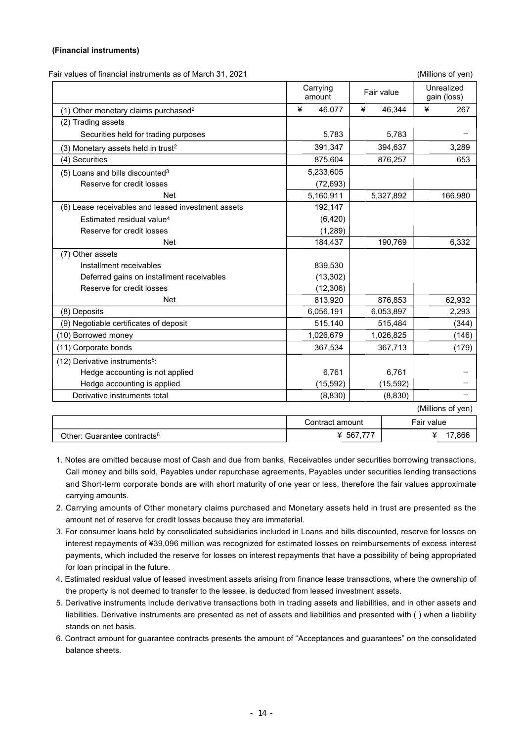**(Financial instruments)**

Fair values of financial instruments as of March 31, 2021 (Millions of yen)

| | Carrying amount | Fair value | Unrealized gain (loss) |
|---|---|---|---|
| (1) Other monetary claims purchased[2] | ¥ 46,077 | ¥ 46,344 | ¥ 267 |
| (2) Trading assets | | | |
| Securities held for trading purposes | 5,783 | 5,783 | − |
| (3) Monetary assets held in trust[2] | 391,347 | 394,637 | 3,289 |
| (4) Securities | 875,604 | 876,257 | 653 |
| (5) Loans and bills discounted[3] | 5,233,605 | | |
| Reserve for credit losses | (72,693) | | |
| Net | 5,160,911 | 5,327,892 | 166,980 |
| (6) Lease receivables and leased investment assets | 192,147 | | |
| Estimated residual value[4] | (6,420) | | |
| Reserve for credit losses | (1,289) | | |
| Net | 184,437 | 190,769 | 6,332 |
| (7) Other assets | | | |
| Installment receivables | 839,530 | | |
| Deferred gains on installment receivables | (13,302) | | |
| Reserve for credit losses | (12,306) | | |
| Net | 813,920 | 876,853 | 62,932 |
| (8) Deposits | 6,056,191 | 6,053,897 | 2,293 |
| (9) Negotiable certificates of deposit | 515,140 | 515,484 | (344) |
| (10) Borrowed money | 1,026,679 | 1,026,825 | (146) |
| (11) Corporate bonds | 367,534 | 367,713 | (179) |
| (12) Derivative instruments[5]: | | | |
| Hedge accounting is not applied | 6,761 | 6,761 | − |
| Hedge accounting is applied | (15,592) | (15,592) | − |
| Derivative instruments total | (8,830) | (8,830) | − |

(Millions of yen)

| | Contract amount | Fair value |
|---|---|---|
| Other: Guarantee contracts[6] | ¥ 567,777 | ¥ 17,866 |

1. Notes are omitted because most of Cash and due from banks, Receivables under securities borrowing transactions, Call money and bills sold, Payables under repurchase agreements, Payables under securities lending transactions and Short-term corporate bonds are with short maturity of one year or less, therefore the fair values approximate carrying amounts.
2. Carrying amounts of Other monetary claims purchased and Monetary assets held in trust are presented as the amount net of reserve for credit losses because they are immaterial.
3. For consumer loans held by consolidated subsidiaries included in Loans and bills discounted, reserve for losses on interest repayments of ¥39,096 million was recognized for estimated losses on reimbursements of excess interest payments, which included the reserve for losses on interest repayments that have a possibility of being appropriated for loan principal in the future.
4. Estimated residual value of leased investment assets arising from finance lease transactions, where the ownership of the property is not deemed to transfer to the lessee, is deducted from leased investment assets.
5. Derivative instruments include derivative transactions both in trading assets and liabilities, and in other assets and liabilities. Derivative instruments are presented as net of assets and liabilities and presented with ( ) when a liability stands on net basis.
6. Contract amount for guarantee contracts presents the amount of "Acceptances and guarantees" on the consolidated balance sheets.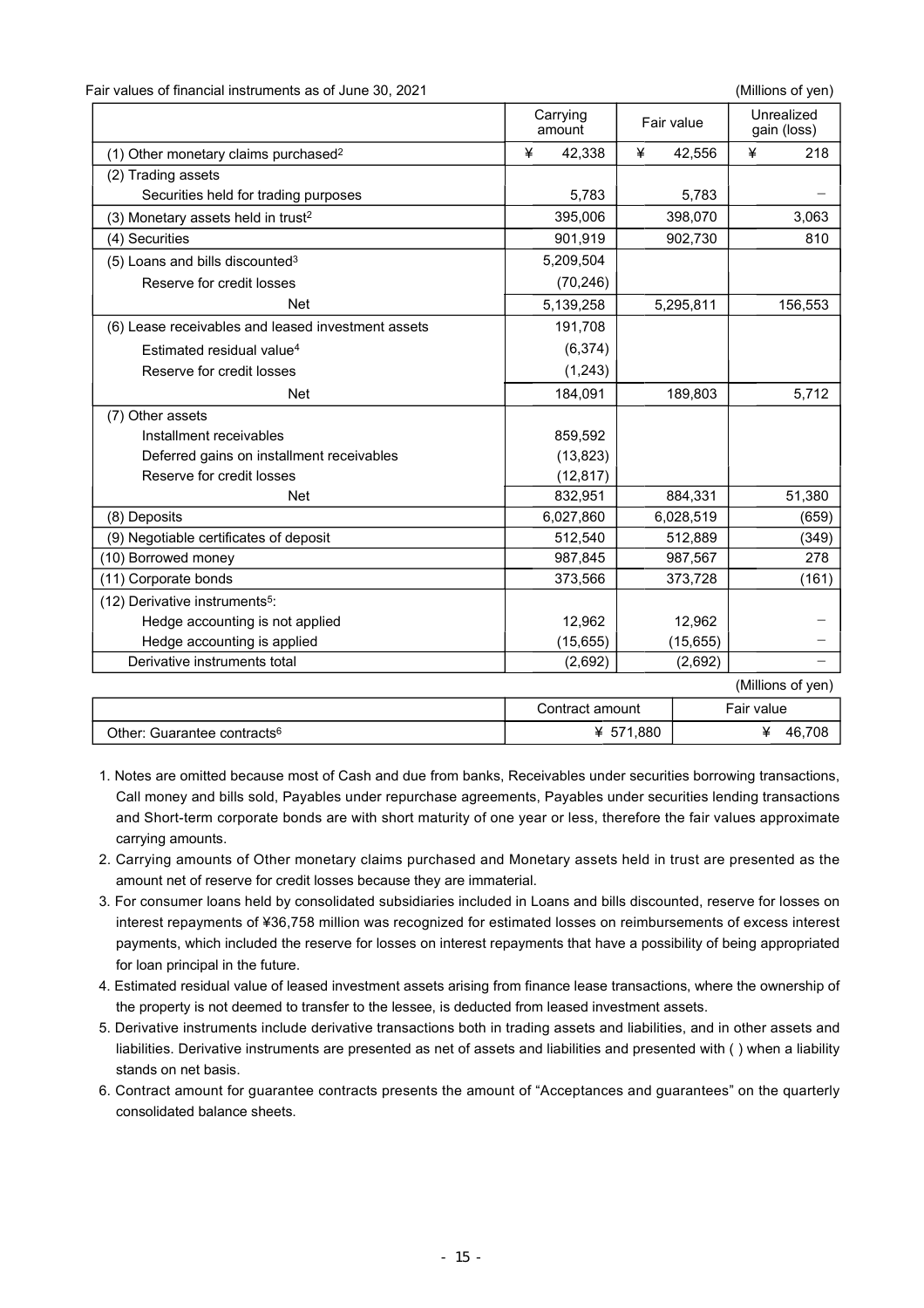Fair values of financial instruments as of June 30, 2021

(Millions of yen)

| | Carrying amount | Fair value | Unrealized gain (loss) |
|---|---|---|---|
| (1) Other monetary claims purchased[2] | ¥ 42,338 | ¥ 42,556 | ¥ 218 |
| (2) Trading assets | | | |
| Securities held for trading purposes | 5,783 | 5,783 | – |
| (3) Monetary assets held in trust[2] | 395,006 | 398,070 | 3,063 |
| (4) Securities | 901,919 | 902,730 | 810 |
| (5) Loans and bills discounted[3] | 5,209,504 | | |
| Reserve for credit losses | (70,246) | | |
| Net | 5,139,258 | 5,295,811 | 156,553 |
| (6) Lease receivables and leased investment assets | 191,708 | | |
| Estimated residual value[4] | (6,374) | | |
| Reserve for credit losses | (1,243) | | |
| Net | 184,091 | 189,803 | 5,712 |
| (7) Other assets | | | |
| Installment receivables | 859,592 | | |
| Deferred gains on installment receivables | (13,823) | | |
| Reserve for credit losses | (12,817) | | |
| Net | 832,951 | 884,331 | 51,380 |
| (8) Deposits | 6,027,860 | 6,028,519 | (659) |
| (9) Negotiable certificates of deposit | 512,540 | 512,889 | (349) |
| (10) Borrowed money | 987,845 | 987,567 | 278 |
| (11) Corporate bonds | 373,566 | 373,728 | (161) |
| (12) Derivative instruments[5]: | | | |
| Hedge accounting is not applied | 12,962 | 12,962 | – |
| Hedge accounting is applied | (15,655) | (15,655) | – |
| Derivative instruments total | (2,692) | (2,692) | – |

(Millions of yen)

| | Contract amount | Fair value |
|---|---|---|
| Other: Guarantee contracts[6] | ¥ 571,880 | ¥ 46,708 |

1. Notes are omitted because most of Cash and due from banks, Receivables under securities borrowing transactions, Call money and bills sold, Payables under repurchase agreements, Payables under securities lending transactions and Short-term corporate bonds are with short maturity of one year or less, therefore the fair values approximate carrying amounts.
2. Carrying amounts of Other monetary claims purchased and Monetary assets held in trust are presented as the amount net of reserve for credit losses because they are immaterial.
3. For consumer loans held by consolidated subsidiaries included in Loans and bills discounted, reserve for losses on interest repayments of ¥36,758 million was recognized for estimated losses on reimbursements of excess interest payments, which included the reserve for losses on interest repayments that have a possibility of being appropriated for loan principal in the future.
4. Estimated residual value of leased investment assets arising from finance lease transactions, where the ownership of the property is not deemed to transfer to the lessee, is deducted from leased investment assets.
5. Derivative instruments include derivative transactions both in trading assets and liabilities, and in other assets and liabilities. Derivative instruments are presented as net of assets and liabilities and presented with ( ) when a liability stands on net basis.
6. Contract amount for guarantee contracts presents the amount of "Acceptances and guarantees" on the quarterly consolidated balance sheets.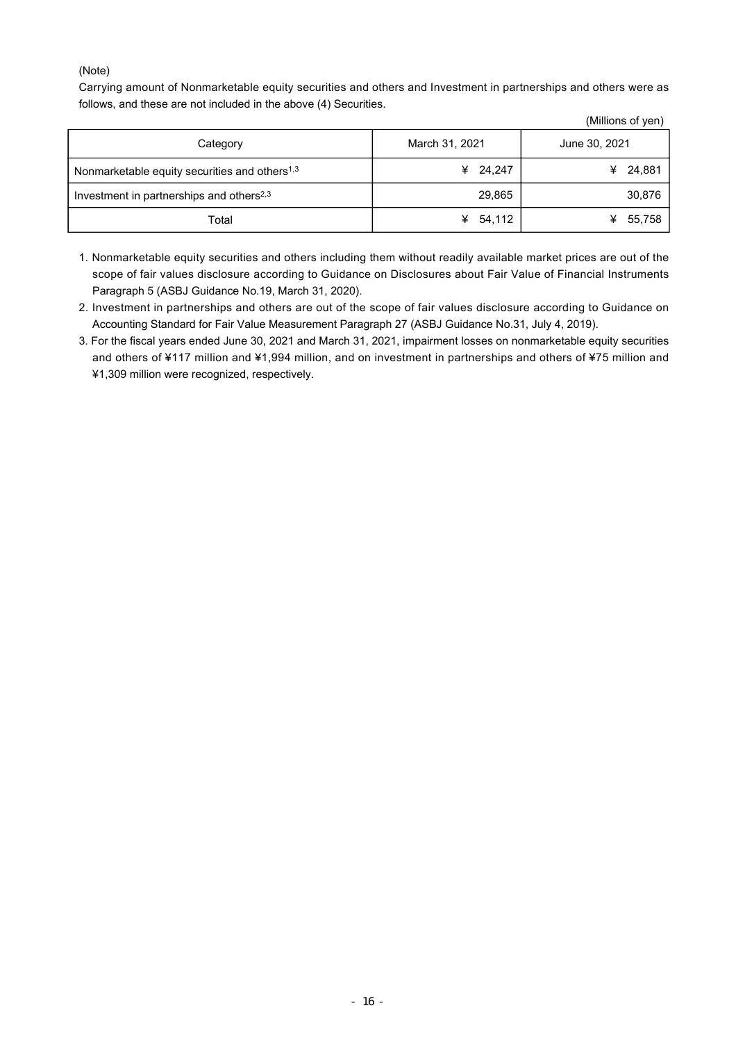(Note)

Carrying amount of Nonmarketable equity securities and others and Investment in partnerships and others were as follows, and these are not included in the above (4) Securities.

(Millions of yen)

| Category | March 31, 2021 | June 30, 2021 |
|---|---|---|
| Nonmarketable equity securities and others[1,3] | ¥ 24,247 | ¥ 24,881 |
| Investment in partnerships and others[2,3] | 29,865 | 30,876 |
| Total | ¥ 54,112 | ¥ 55,758 |

1. Nonmarketable equity securities and others including them without readily available market prices are out of the scope of fair values disclosure according to Guidance on Disclosures about Fair Value of Financial Instruments Paragraph 5 (ASBJ Guidance No.19, March 31, 2020).
2. Investment in partnerships and others are out of the scope of fair values disclosure according to Guidance on Accounting Standard for Fair Value Measurement Paragraph 27 (ASBJ Guidance No.31, July 4, 2019).
3. For the fiscal years ended June 30, 2021 and March 31, 2021, impairment losses on nonmarketable equity securities and others of ¥117 million and ¥1,994 million, and on investment in partnerships and others of ¥75 million and ¥1,309 million were recognized, respectively.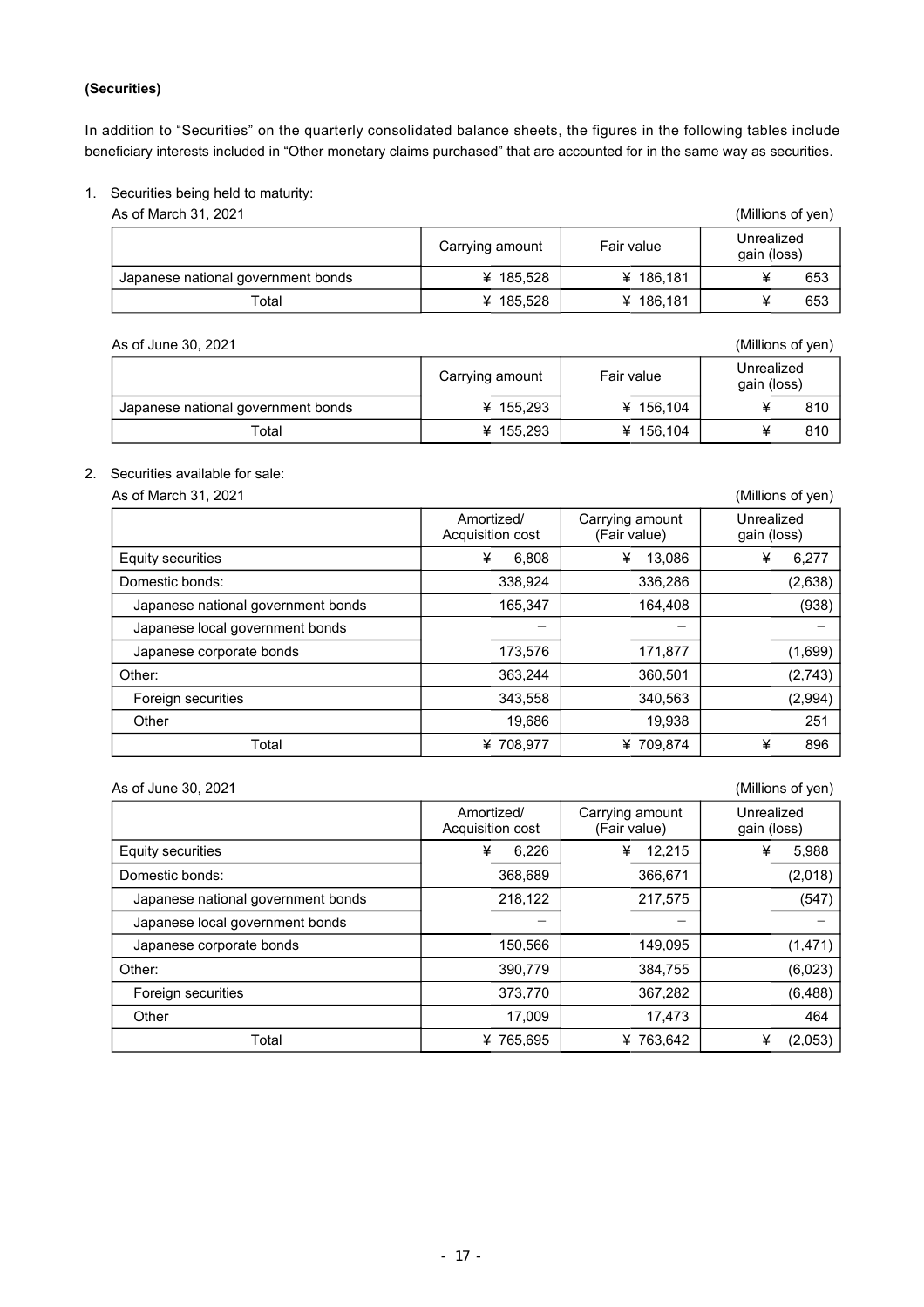**(Securities)**

In addition to "Securities" on the quarterly consolidated balance sheets, the figures in the following tables include beneficiary interests included in "Other monetary claims purchased" that are accounted for in the same way as securities.

1. Securities being held to maturity:

As of March 31, 2021 (Millions of yen)

| | Carrying amount | Fair value | Unrealized gain (loss) |
|---|---|---|---|
| Japanese national government bonds | ¥ 185,528 | ¥ 186,181 | ¥ 653 |
| Total | ¥ 185,528 | ¥ 186,181 | ¥ 653 |

As of June 30, 2021 (Millions of yen)

| | Carrying amount | Fair value | Unrealized gain (loss) |
|---|---|---|---|
| Japanese national government bonds | ¥ 155,293 | ¥ 156,104 | ¥ 810 |
| Total | ¥ 155,293 | ¥ 156,104 | ¥ 810 |

2. Securities available for sale:

As of March 31, 2021 (Millions of yen)

| | Amortized/ Acquisition cost | Carrying amount (Fair value) | Unrealized gain (loss) |
|---|---|---|---|
| Equity securities | ¥ 6,808 | ¥ 13,086 | ¥ 6,277 |
| Domestic bonds: | 338,924 | 336,286 | (2,638) |
| Japanese national government bonds | 165,347 | 164,408 | (938) |
| Japanese local government bonds | – | – | – |
| Japanese corporate bonds | 173,576 | 171,877 | (1,699) |
| Other: | 363,244 | 360,501 | (2,743) |
| Foreign securities | 343,558 | 340,563 | (2,994) |
| Other | 19,686 | 19,938 | 251 |
| Total | ¥ 708,977 | ¥ 709,874 | ¥ 896 |

As of June 30, 2021 (Millions of yen)

| | Amortized/ Acquisition cost | Carrying amount (Fair value) | Unrealized gain (loss) |
|---|---|---|---|
| Equity securities | ¥ 6,226 | ¥ 12,215 | ¥ 5,988 |
| Domestic bonds: | 368,689 | 366,671 | (2,018) |
| Japanese national government bonds | 218,122 | 217,575 | (547) |
| Japanese local government bonds | – | – | – |
| Japanese corporate bonds | 150,566 | 149,095 | (1,471) |
| Other: | 390,779 | 384,755 | (6,023) |
| Foreign securities | 373,770 | 367,282 | (6,488) |
| Other | 17,009 | 17,473 | 464 |
| Total | ¥ 765,695 | ¥ 763,642 | ¥ (2,053) |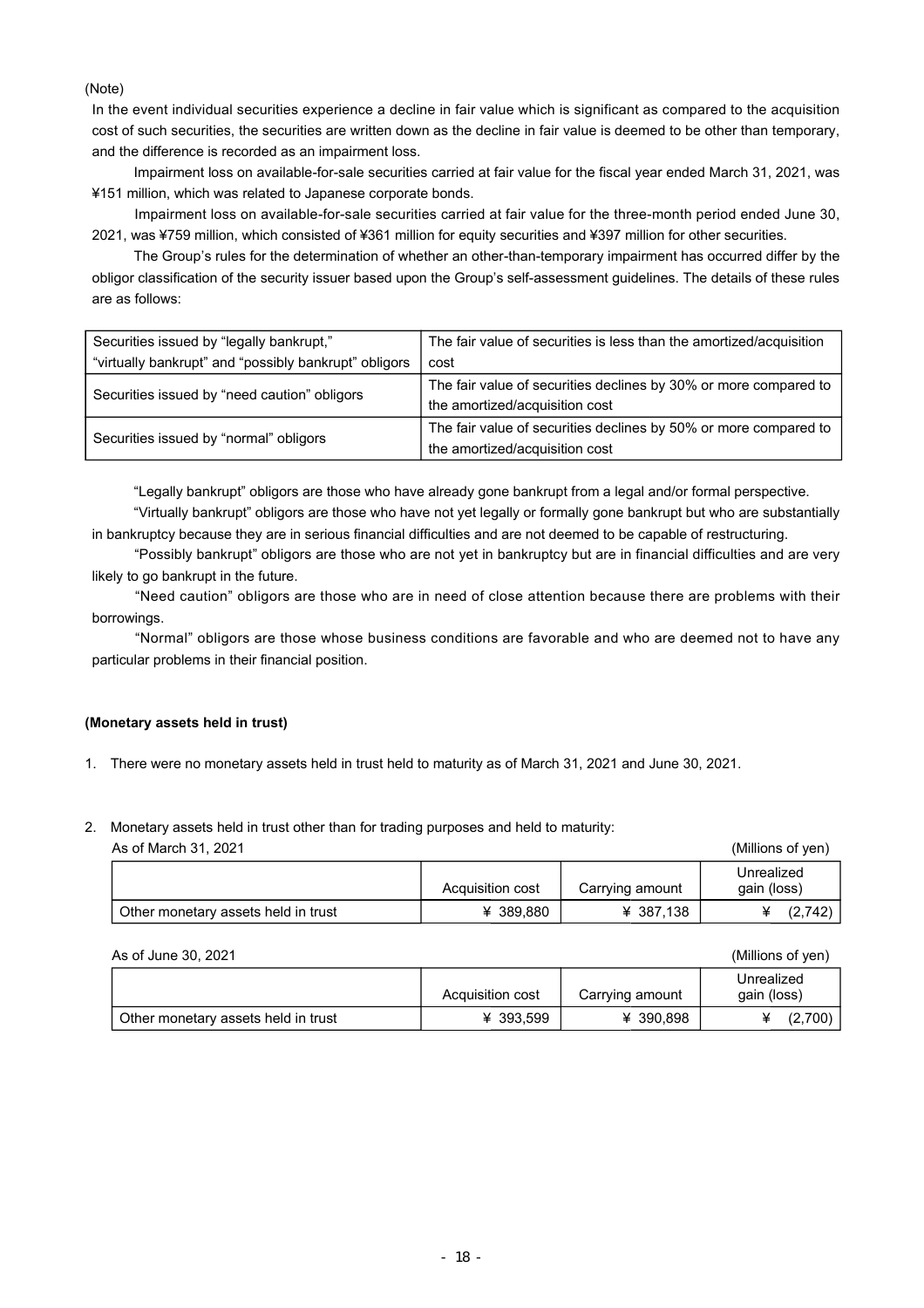(Note)

In the event individual securities experience a decline in fair value which is significant as compared to the acquisition cost of such securities, the securities are written down as the decline in fair value is deemed to be other than temporary, and the difference is recorded as an impairment loss.

Impairment loss on available-for-sale securities carried at fair value for the fiscal year ended March 31, 2021, was ¥151 million, which was related to Japanese corporate bonds.

Impairment loss on available-for-sale securities carried at fair value for the three-month period ended June 30, 2021, was ¥759 million, which consisted of ¥361 million for equity securities and ¥397 million for other securities.

The Group's rules for the determination of whether an other-than-temporary impairment has occurred differ by the obligor classification of the security issuer based upon the Group's self-assessment guidelines. The details of these rules are as follows:

| | |
|---|---|
| Securities issued by "legally bankrupt," "virtually bankrupt" and "possibly bankrupt" obligors | The fair value of securities is less than the amortized/acquisition cost |
| Securities issued by "need caution" obligors | The fair value of securities declines by 30% or more compared to the amortized/acquisition cost |
| Securities issued by "normal" obligors | The fair value of securities declines by 50% or more compared to the amortized/acquisition cost |

"Legally bankrupt" obligors are those who have already gone bankrupt from a legal and/or formal perspective.

"Virtually bankrupt" obligors are those who have not yet legally or formally gone bankrupt but who are substantially in bankruptcy because they are in serious financial difficulties and are not deemed to be capable of restructuring.

"Possibly bankrupt" obligors are those who are not yet in bankruptcy but are in financial difficulties and are very likely to go bankrupt in the future.

"Need caution" obligors are those who are in need of close attention because there are problems with their borrowings.

"Normal" obligors are those whose business conditions are favorable and who are deemed not to have any particular problems in their financial position.

**(Monetary assets held in trust)**

1. There were no monetary assets held in trust held to maturity as of March 31, 2021 and June 30, 2021.

2. Monetary assets held in trust other than for trading purposes and held to maturity:

As of March 31, 2021 (Millions of yen)

| | Acquisition cost | Carrying amount | Unrealized gain (loss) |
|---|---|---|---|
| Other monetary assets held in trust | ¥ 389,880 | ¥ 387,138 | ¥ (2,742) |

As of June 30, 2021 (Millions of yen)

| | Acquisition cost | Carrying amount | Unrealized gain (loss) |
|---|---|---|---|
| Other monetary assets held in trust | ¥ 393,599 | ¥ 390,898 | ¥ (2,700) |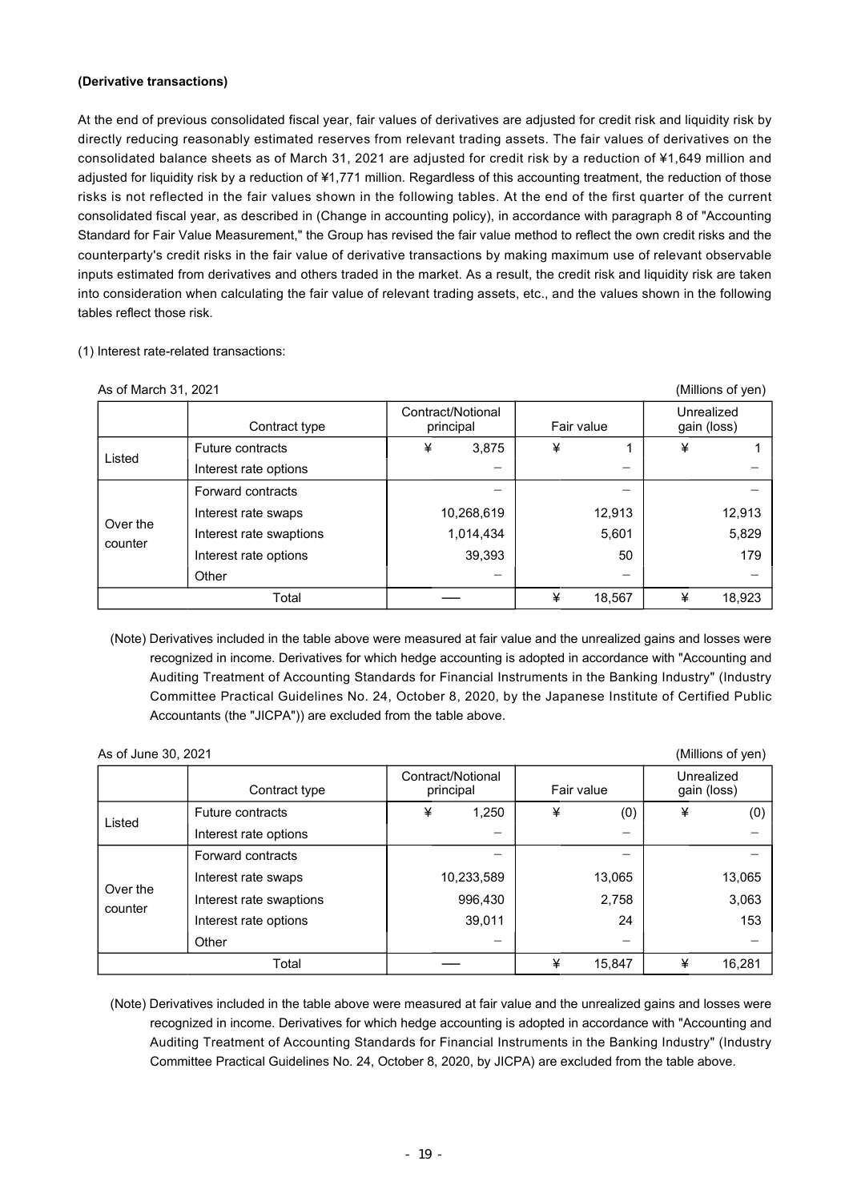**(Derivative transactions)**

At the end of previous consolidated fiscal year, fair values of derivatives are adjusted for credit risk and liquidity risk by directly reducing reasonably estimated reserves from relevant trading assets. The fair values of derivatives on the consolidated balance sheets as of March 31, 2021 are adjusted for credit risk by a reduction of ¥1,649 million and adjusted for liquidity risk by a reduction of ¥1,771 million. Regardless of this accounting treatment, the reduction of those risks is not reflected in the fair values shown in the following tables. At the end of the first quarter of the current consolidated fiscal year, as described in (Change in accounting policy), in accordance with paragraph 8 of "Accounting Standard for Fair Value Measurement," the Group has revised the fair value method to reflect the own credit risks and the counterparty's credit risks in the fair value of derivative transactions by making maximum use of relevant observable inputs estimated from derivatives and others traded in the market. As a result, the credit risk and liquidity risk are taken into consideration when calculating the fair value of relevant trading assets, etc., and the values shown in the following tables reflect those risk.

(1) Interest rate-related transactions:

As of March 31, 2021 (Millions of yen)

| | Contract type | Contract/Notional principal | Fair value | Unrealized gain (loss) |
|---|---|---|---|---|
| Listed | Future contracts | ¥ 3,875 | ¥ 1 | ¥ 1 |
| | Interest rate options | − | − | − |
| Over the counter | Forward contracts | − | − | − |
| | Interest rate swaps | 10,268,619 | 12,913 | 12,913 |
| | Interest rate swaptions | 1,014,434 | 5,601 | 5,829 |
| | Interest rate options | 39,393 | 50 | 179 |
| | Other | − | − | − |
| Total | | ― | ¥ 18,567 | ¥ 18,923 |

(Note) Derivatives included in the table above were measured at fair value and the unrealized gains and losses were recognized in income. Derivatives for which hedge accounting is adopted in accordance with "Accounting and Auditing Treatment of Accounting Standards for Financial Instruments in the Banking Industry" (Industry Committee Practical Guidelines No. 24, October 8, 2020, by the Japanese Institute of Certified Public Accountants (the "JICPA")) are excluded from the table above.

As of June 30, 2021 (Millions of yen)

| | Contract type | Contract/Notional principal | Fair value | Unrealized gain (loss) |
|---|---|---|---|---|
| Listed | Future contracts | ¥ 1,250 | ¥ (0) | ¥ (0) |
| | Interest rate options | − | − | − |
| Over the counter | Forward contracts | − | − | − |
| | Interest rate swaps | 10,233,589 | 13,065 | 13,065 |
| | Interest rate swaptions | 996,430 | 2,758 | 3,063 |
| | Interest rate options | 39,011 | 24 | 153 |
| | Other | − | − | − |
| Total | | ― | ¥ 15,847 | ¥ 16,281 |

(Note) Derivatives included in the table above were measured at fair value and the unrealized gains and losses were recognized in income. Derivatives for which hedge accounting is adopted in accordance with "Accounting and Auditing Treatment of Accounting Standards for Financial Instruments in the Banking Industry" (Industry Committee Practical Guidelines No. 24, October 8, 2020, by JICPA) are excluded from the table above.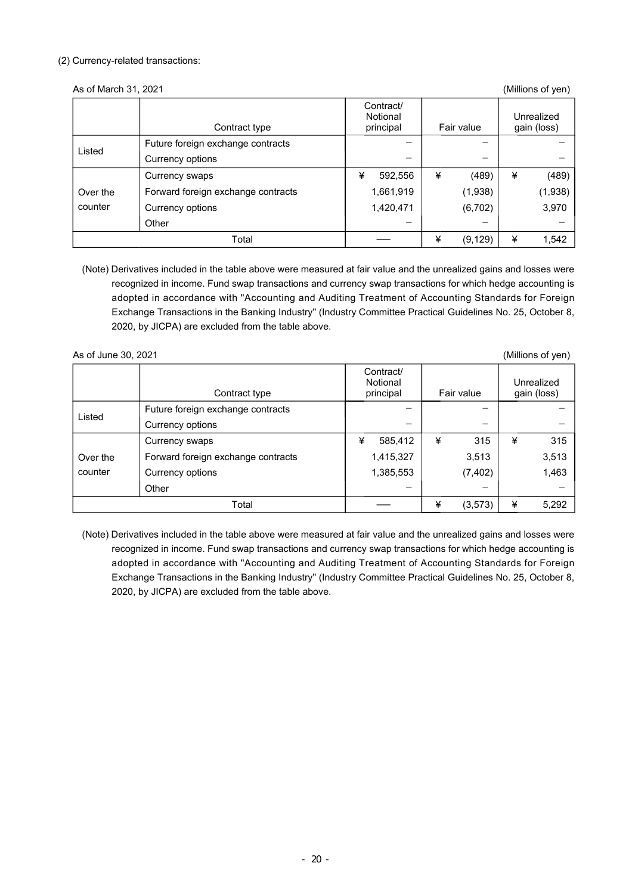(2) Currency-related transactions:

As of March 31, 2021 (Millions of yen)

| | Contract type | Contract/ Notional principal | Fair value | Unrealized gain (loss) |
|---|---|---|---|---|
| Listed | Future foreign exchange contracts | − | − | − |
| | Currency options | − | − | − |
| Over the counter | Currency swaps | ¥ 592,556 | ¥ (489) | ¥ (489) |
| | Forward foreign exchange contracts | 1,661,919 | (1,938) | (1,938) |
| | Currency options | 1,420,471 | (6,702) | 3,970 |
| | Other | − | − | − |
| Total | | ── | ¥ (9,129) | ¥ 1,542 |

(Note) Derivatives included in the table above were measured at fair value and the unrealized gains and losses were recognized in income. Fund swap transactions and currency swap transactions for which hedge accounting is adopted in accordance with "Accounting and Auditing Treatment of Accounting Standards for Foreign Exchange Transactions in the Banking Industry" (Industry Committee Practical Guidelines No. 25, October 8, 2020, by JICPA) are excluded from the table above.

As of June 30, 2021 (Millions of yen)

| | Contract type | Contract/ Notional principal | Fair value | Unrealized gain (loss) |
|---|---|---|---|---|
| Listed | Future foreign exchange contracts | − | − | − |
| | Currency options | − | − | − |
| Over the counter | Currency swaps | ¥ 585,412 | ¥ 315 | ¥ 315 |
| | Forward foreign exchange contracts | 1,415,327 | 3,513 | 3,513 |
| | Currency options | 1,385,553 | (7,402) | 1,463 |
| | Other | − | − | − |
| Total | | ── | ¥ (3,573) | ¥ 5,292 |

(Note) Derivatives included in the table above were measured at fair value and the unrealized gains and losses were recognized in income. Fund swap transactions and currency swap transactions for which hedge accounting is adopted in accordance with "Accounting and Auditing Treatment of Accounting Standards for Foreign Exchange Transactions in the Banking Industry" (Industry Committee Practical Guidelines No. 25, October 8, 2020, by JICPA) are excluded from the table above.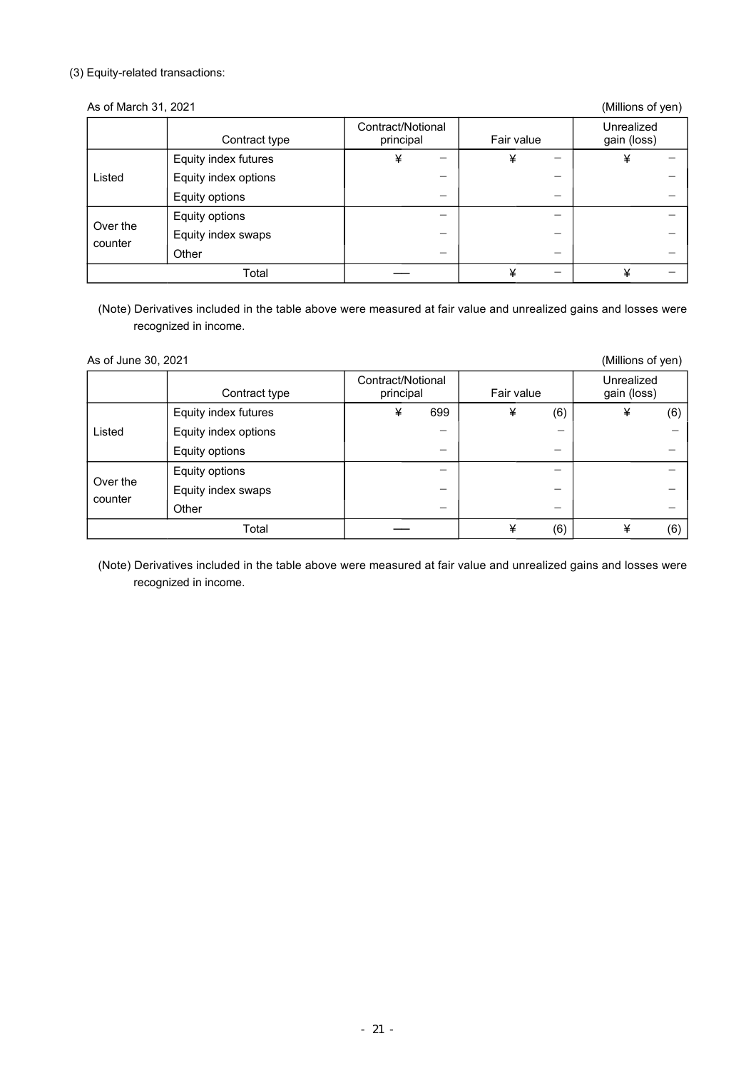(3) Equity-related transactions:

As of March 31, 2021 (Millions of yen)

| | Contract type | Contract/Notional principal | Fair value | Unrealized gain (loss) |
|---|---|---|---|---|
| Listed | Equity index futures | ¥ − | ¥ − | ¥ − |
| | Equity index options | − | − | − |
| | Equity options | − | − | − |
| Over the counter | Equity options | − | − | − |
| | Equity index swaps | − | − | − |
| | Other | − | − | − |
| Total | | ── | ¥ − | ¥ − |

(Note) Derivatives included in the table above were measured at fair value and unrealized gains and losses were recognized in income.

As of June 30, 2021 (Millions of yen)

| | Contract type | Contract/Notional principal | Fair value | Unrealized gain (loss) |
|---|---|---|---|---|
| Listed | Equity index futures | ¥ 699 | ¥ (6) | ¥ (6) |
| | Equity index options | − | − | − |
| | Equity options | − | − | − |
| Over the counter | Equity options | − | − | − |
| | Equity index swaps | − | − | − |
| | Other | − | − | − |
| Total | | ── | ¥ (6) | ¥ (6) |

(Note) Derivatives included in the table above were measured at fair value and unrealized gains and losses were recognized in income.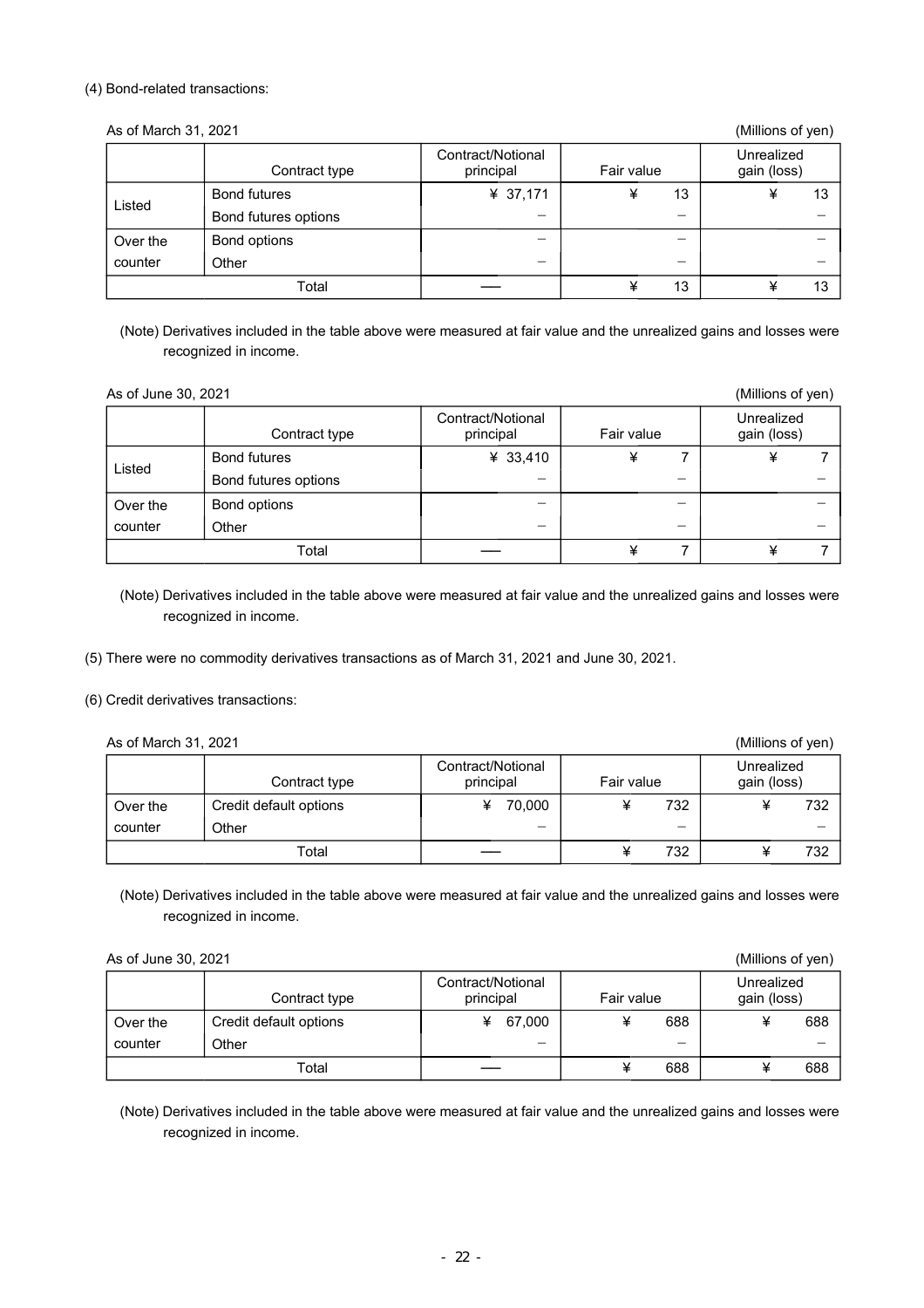(4) Bond-related transactions:

As of March 31, 2021 (Millions of yen)

| | Contract type | Contract/Notional principal | Fair value | Unrealized gain (loss) |
|---|---|---|---|---|
| Listed | Bond futures | ¥ 37,171 | ¥ 13 | ¥ 13 |
| | Bond futures options | − | − | − |
| Over the counter | Bond options | − | − | − |
| | Other | − | − | − |
| Total | | —— | ¥ 13 | ¥ 13 |

(Note) Derivatives included in the table above were measured at fair value and the unrealized gains and losses were recognized in income.

As of June 30, 2021 (Millions of yen)

| | Contract type | Contract/Notional principal | Fair value | Unrealized gain (loss) |
|---|---|---|---|---|
| Listed | Bond futures | ¥ 33,410 | ¥ 7 | ¥ 7 |
| | Bond futures options | − | − | − |
| Over the counter | Bond options | − | − | − |
| | Other | − | − | − |
| Total | | —— | ¥ 7 | ¥ 7 |

(Note) Derivatives included in the table above were measured at fair value and the unrealized gains and losses were recognized in income.

(5) There were no commodity derivatives transactions as of March 31, 2021 and June 30, 2021.

(6) Credit derivatives transactions:

As of March 31, 2021 (Millions of yen)

| | Contract type | Contract/Notional principal | Fair value | Unrealized gain (loss) |
|---|---|---|---|---|
| Over the counter | Credit default options | ¥ 70,000 | ¥ 732 | ¥ 732 |
| | Other | − | − | − |
| Total | | —— | ¥ 732 | ¥ 732 |

(Note) Derivatives included in the table above were measured at fair value and the unrealized gains and losses were recognized in income.

As of June 30, 2021 (Millions of yen)

| | Contract type | Contract/Notional principal | Fair value | Unrealized gain (loss) |
|---|---|---|---|---|
| Over the counter | Credit default options | ¥ 67,000 | ¥ 688 | ¥ 688 |
| | Other | − | − | − |
| Total | | —— | ¥ 688 | ¥ 688 |

(Note) Derivatives included in the table above were measured at fair value and the unrealized gains and losses were recognized in income.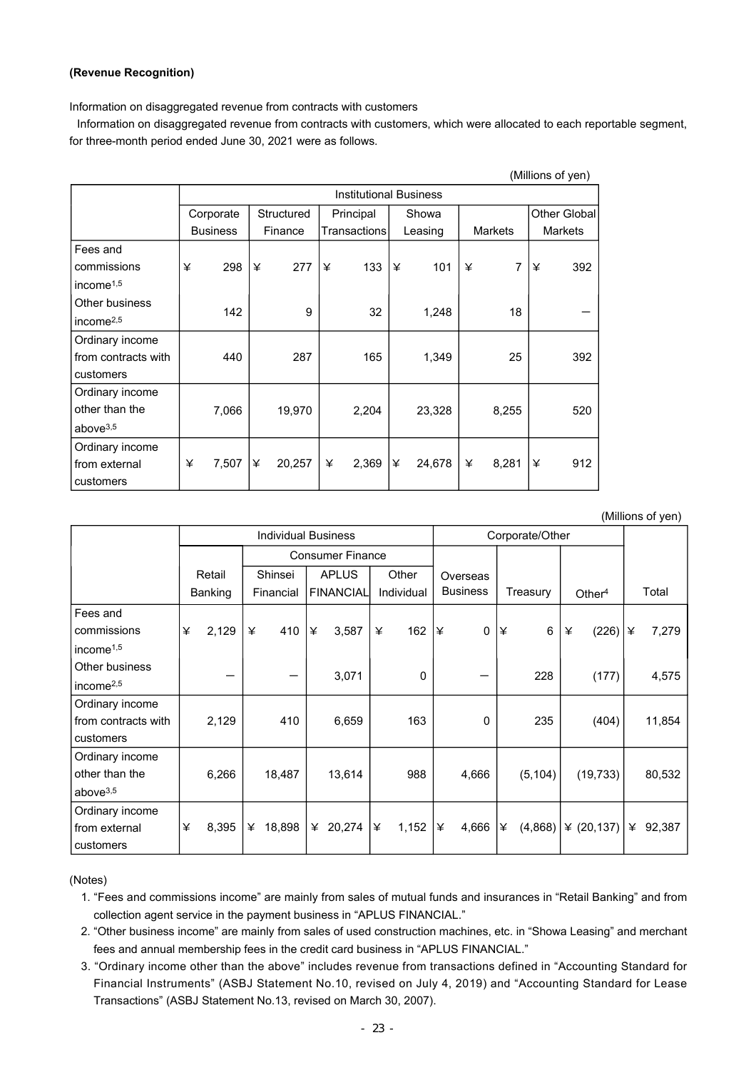**(Revenue Recognition)**

Information on disaggregated revenue from contracts with customers

Information on disaggregated revenue from contracts with customers, which were allocated to each reportable segment, for three-month period ended June 30, 2021 were as follows.

(Millions of yen)

| | Institutional Business | | | | | |
|---|---|---|---|---|---|---|
| | Corporate Business | Structured Finance | Principal Transactions | Showa Leasing | Markets | Other Global Markets |
| Fees and commissions income[1,5] | ¥ 298 | ¥ 277 | ¥ 133 | ¥ 101 | ¥ 7 | ¥ 392 |
| Other business income[2,5] | 142 | 9 | 32 | 1,248 | 18 | — |
| Ordinary income from contracts with customers | 440 | 287 | 165 | 1,349 | 25 | 392 |
| Ordinary income other than the above[3,5] | 7,066 | 19,970 | 2,204 | 23,328 | 8,255 | 520 |
| Ordinary income from external customers | ¥ 7,507 | ¥ 20,257 | ¥ 2,369 | ¥ 24,678 | ¥ 8,281 | ¥ 912 |

(Millions of yen)

| | Individual Business | | | | Corporate/Other | | | Total |
|---|---|---|---|---|---|---|---|---|
| | | Consumer Finance | | | | | | |
| | Retail Banking | Shinsei Financial | APLUS FINANCIAL | Other Individual | Overseas Business | Treasury | Other[4] | |
| Fees and commissions income[1,5] | ¥ 2,129 | ¥ 410 | ¥ 3,587 | ¥ 162 | ¥ 0 | ¥ 6 | ¥ (226) | ¥ 7,279 |
| Other business income[2,5] | — | — | 3,071 | 0 | — | 228 | (177) | 4,575 |
| Ordinary income from contracts with customers | 2,129 | 410 | 6,659 | 163 | 0 | 235 | (404) | 11,854 |
| Ordinary income other than the above[3,5] | 6,266 | 18,487 | 13,614 | 988 | 4,666 | (5,104) | (19,733) | 80,532 |
| Ordinary income from external customers | ¥ 8,395 | ¥ 18,898 | ¥ 20,274 | ¥ 1,152 | ¥ 4,666 | ¥ (4,868) | ¥ (20,137) | ¥ 92,387 |

(Notes)

1. "Fees and commissions income" are mainly from sales of mutual funds and insurances in "Retail Banking" and from collection agent service in the payment business in "APLUS FINANCIAL."
2. "Other business income" are mainly from sales of used construction machines, etc. in "Showa Leasing" and merchant fees and annual membership fees in the credit card business in "APLUS FINANCIAL."
3. "Ordinary income other than the above" includes revenue from transactions defined in "Accounting Standard for Financial Instruments" (ASBJ Statement No.10, revised on July 4, 2019) and "Accounting Standard for Lease Transactions" (ASBJ Statement No.13, revised on March 30, 2007).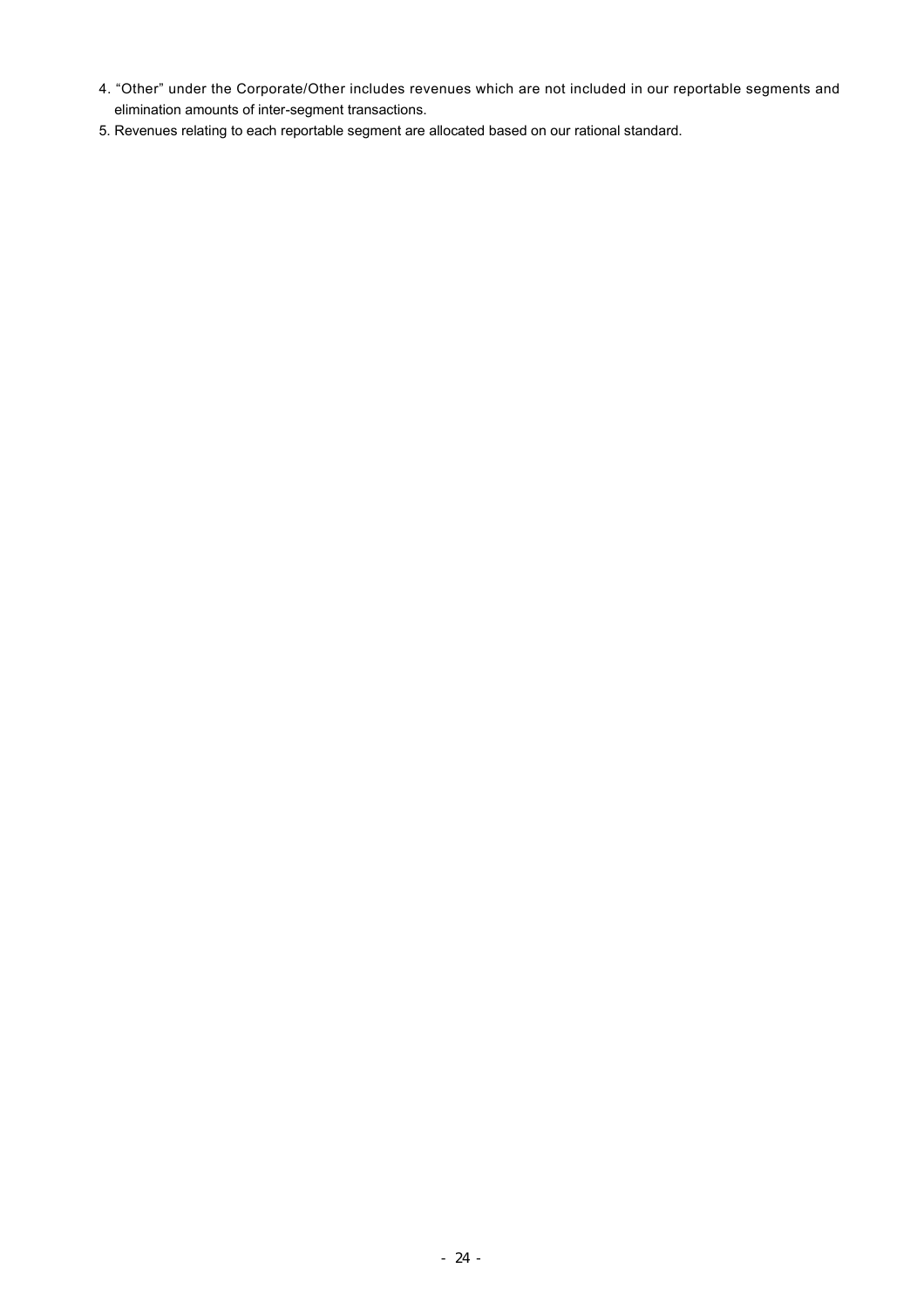4. “Other” under the Corporate/Other includes revenues which are not included in our reportable segments and elimination amounts of inter-segment transactions.
5. Revenues relating to each reportable segment are allocated based on our rational standard.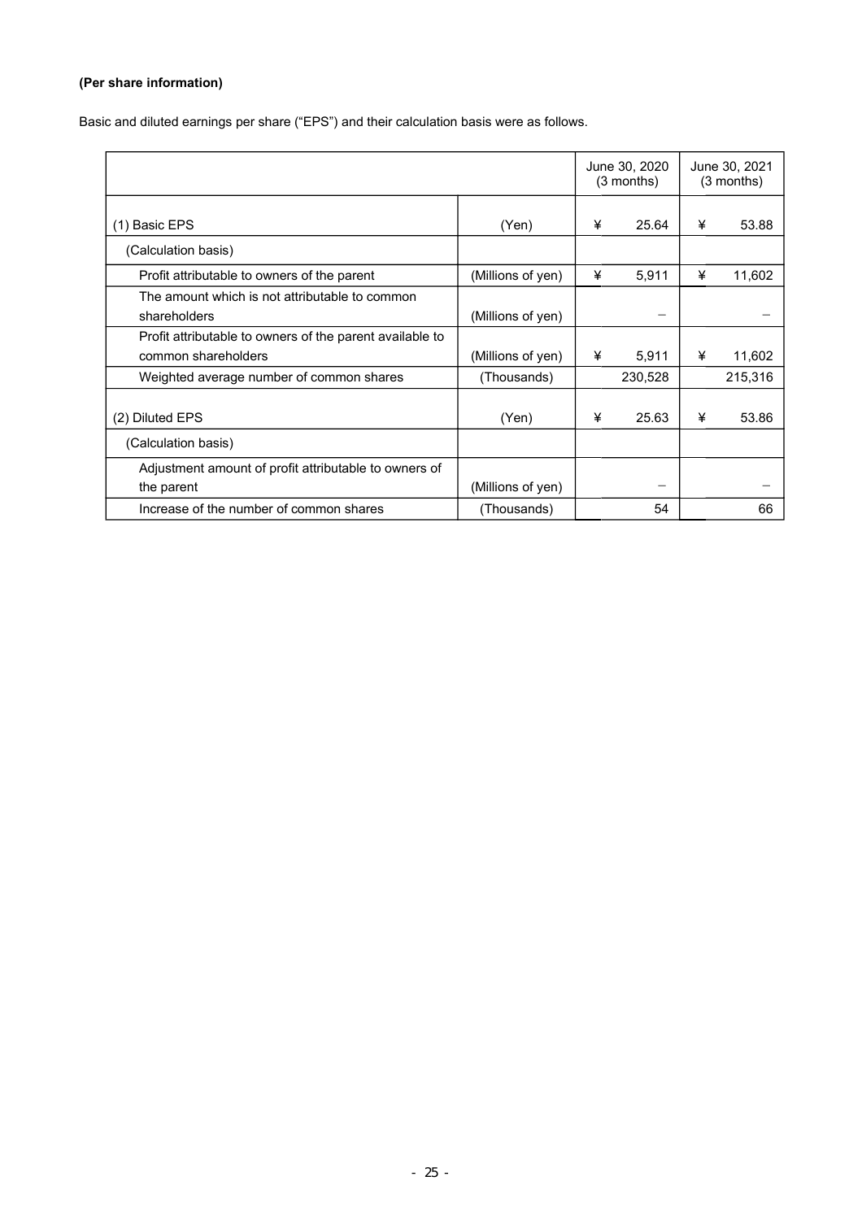**(Per share information)**

Basic and diluted earnings per share (“EPS”) and their calculation basis were as follows.

| | | June 30, 2020 (3 months) | June 30, 2021 (3 months) |
|---|---|---|---|
| (1) Basic EPS | (Yen) | ¥ 25.64 | ¥ 53.88 |
| (Calculation basis) | | | |
| Profit attributable to owners of the parent | (Millions of yen) | ¥ 5,911 | ¥ 11,602 |
| The amount which is not attributable to common shareholders | (Millions of yen) | − | − |
| Profit attributable to owners of the parent available to common shareholders | (Millions of yen) | ¥ 5,911 | ¥ 11,602 |
| Weighted average number of common shares | (Thousands) | 230,528 | 215,316 |
| (2) Diluted EPS | (Yen) | ¥ 25.63 | ¥ 53.86 |
| (Calculation basis) | | | |
| Adjustment amount of profit attributable to owners of the parent | (Millions of yen) | − | − |
| Increase of the number of common shares | (Thousands) | 54 | 66 |